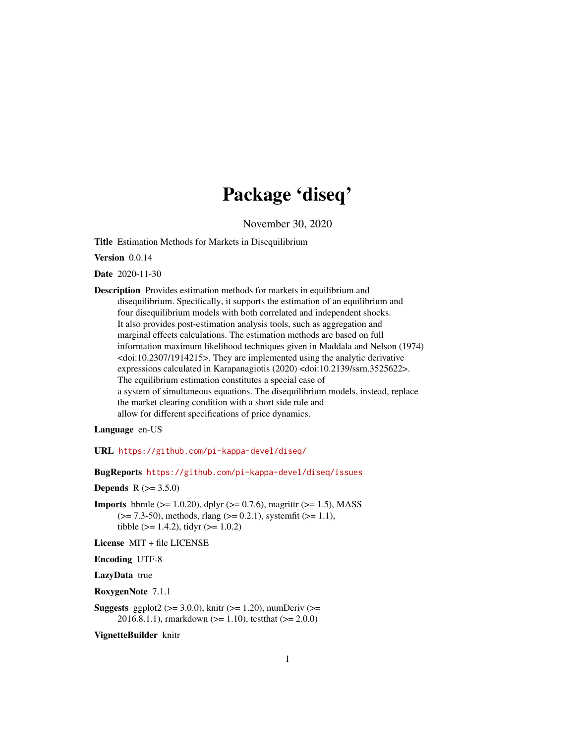# Package 'diseq'

November 30, 2020

**Title** Estimation Methods for Markets in Disequilibrium

**Version** 0.0.14

**Date** 2020-11-30

**Description** Provides estimation methods for markets in equilibrium and disequilibrium. Specifically, it supports the estimation of an equilibrium and four disequilibrium models with both correlated and independent shocks. It also provides post-estimation analysis tools, such as aggregation and marginal effects calculations. The estimation methods are based on full information maximum likelihood techniques given in Maddala and Nelson (1974) <doi:10.2307/1914215>. They are implemented using the analytic derivative expressions calculated in Karapanagiotis (2020) <doi:10.2139/ssrn.3525622>. The equilibrium estimation constitutes a special case of a system of simultaneous equations. The disequilibrium models, instead, replace the market clearing condition with a short side rule and allow for different specifications of price dynamics.

**Language** en-US

**URL** https://github.com/pi-kappa-devel/diseq/

**BugReports** https://github.com/pi-kappa-devel/diseq/issues

**Depends** R (>= 3.5.0)

**Imports** bbmle (>= 1.0.20), dplyr (>= 0.7.6), magrittr (>= 1.5), MASS (>= 7.3-50), methods, rlang (>= 0.2.1), systemfit (>= 1.1), tibble (>= 1.4.2), tidyr (>= 1.0.2)

**License** MIT + file LICENSE

**Encoding** UTF-8

**LazyData** true

**RoxygenNote** 7.1.1

**Suggests** ggplot2 (>= 3.0.0), knitr (>= 1.20), numDeriv (>= 2016.8.1.1), rmarkdown (>= 1.10), testthat (>= 2.0.0)

**VignetteBuilder** knitr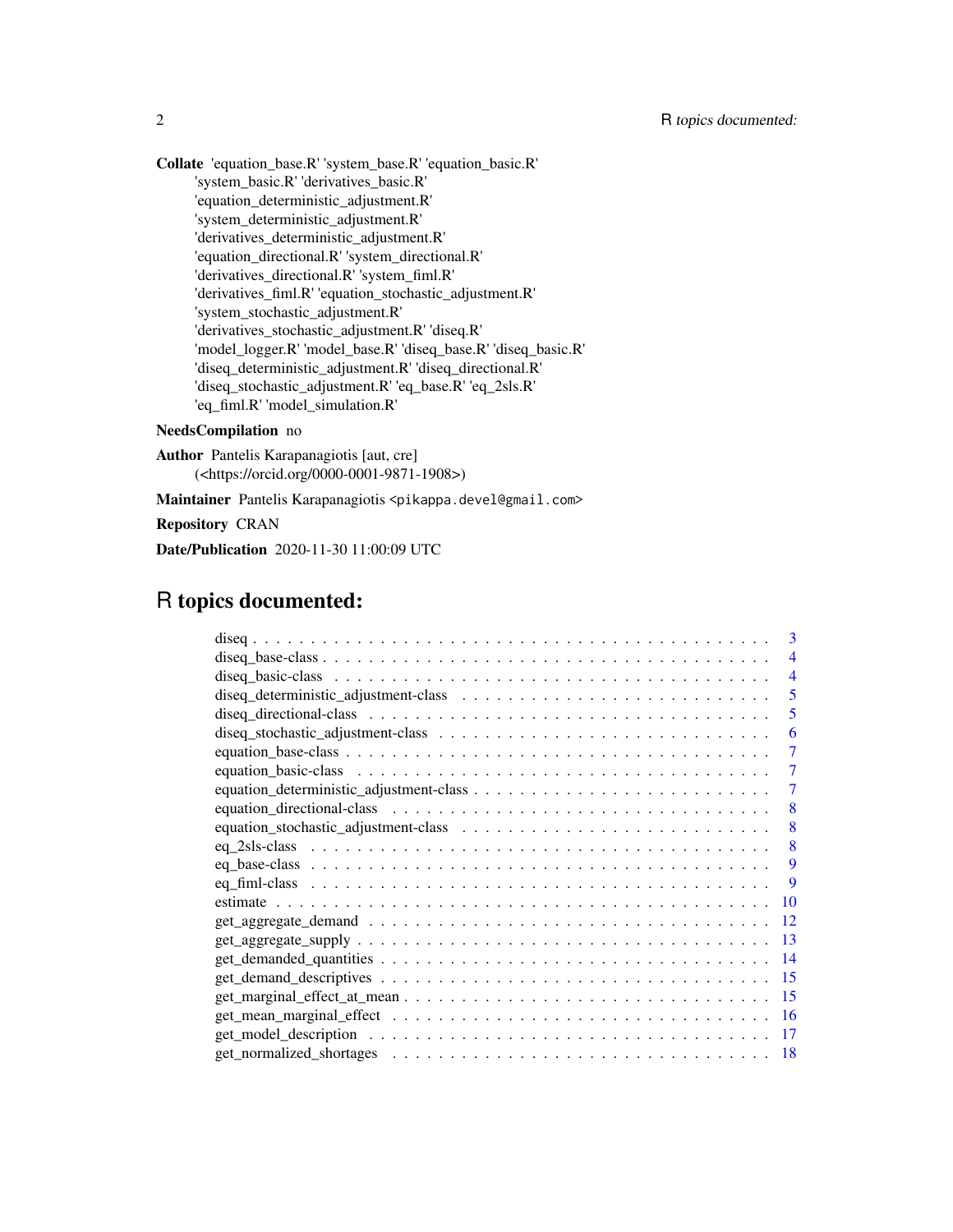**Collate** 'equation_base.R' 'system_base.R' 'equation_basic.R' 'system_basic.R' 'derivatives_basic.R' 'equation_deterministic_adjustment.R' 'system_deterministic_adjustment.R' 'derivatives_deterministic_adjustment.R' 'equation_directional.R' 'system_directional.R' 'derivatives_directional.R' 'system_fiml.R' 'derivatives_fiml.R' 'equation_stochastic_adjustment.R' 'system_stochastic_adjustment.R' 'derivatives_stochastic_adjustment.R' 'diseq.R' 'model_logger.R' 'model_base.R' 'diseq_base.R' 'diseq_basic.R' 'diseq_deterministic_adjustment.R' 'diseq_directional.R' 'diseq_stochastic_adjustment.R' 'eq_base.R' 'eq_2sls.R' 'eq_fiml.R' 'model_simulation.R'

**NeedsCompilation** no

**Author** Pantelis Karapanagiotis [aut, cre] (<https://orcid.org/0000-0001-9871-1908>)

**Maintainer** Pantelis Karapanagiotis <pikappa.devel@gmail.com>

**Repository** CRAN

**Date/Publication** 2020-11-30 11:00:09 UTC

# R topics documented:

- diseq . . . 3
- diseq_base-class . . . 4
- diseq_basic-class . . . 4
- diseq_deterministic_adjustment-class . . . 5
- diseq_directional-class . . . 5
- diseq_stochastic_adjustment-class . . . 6
- equation_base-class . . . 7
- equation_basic-class . . . 7
- equation_deterministic_adjustment-class . . . 7
- equation_directional-class . . . 8
- equation_stochastic_adjustment-class . . . 8
- eq_2sls-class . . . 8
- eq_base-class . . . 9
- eq_fiml-class . . . 9
- estimate . . . 10
- get_aggregate_demand . . . 12
- get_aggregate_supply . . . 13
- get_demanded_quantities . . . 14
- get_demand_descriptives . . . 15
- get_marginal_effect_at_mean . . . 15
- get_mean_marginal_effect . . . 16
- get_model_description . . . 17
- get_normalized_shortages . . . 18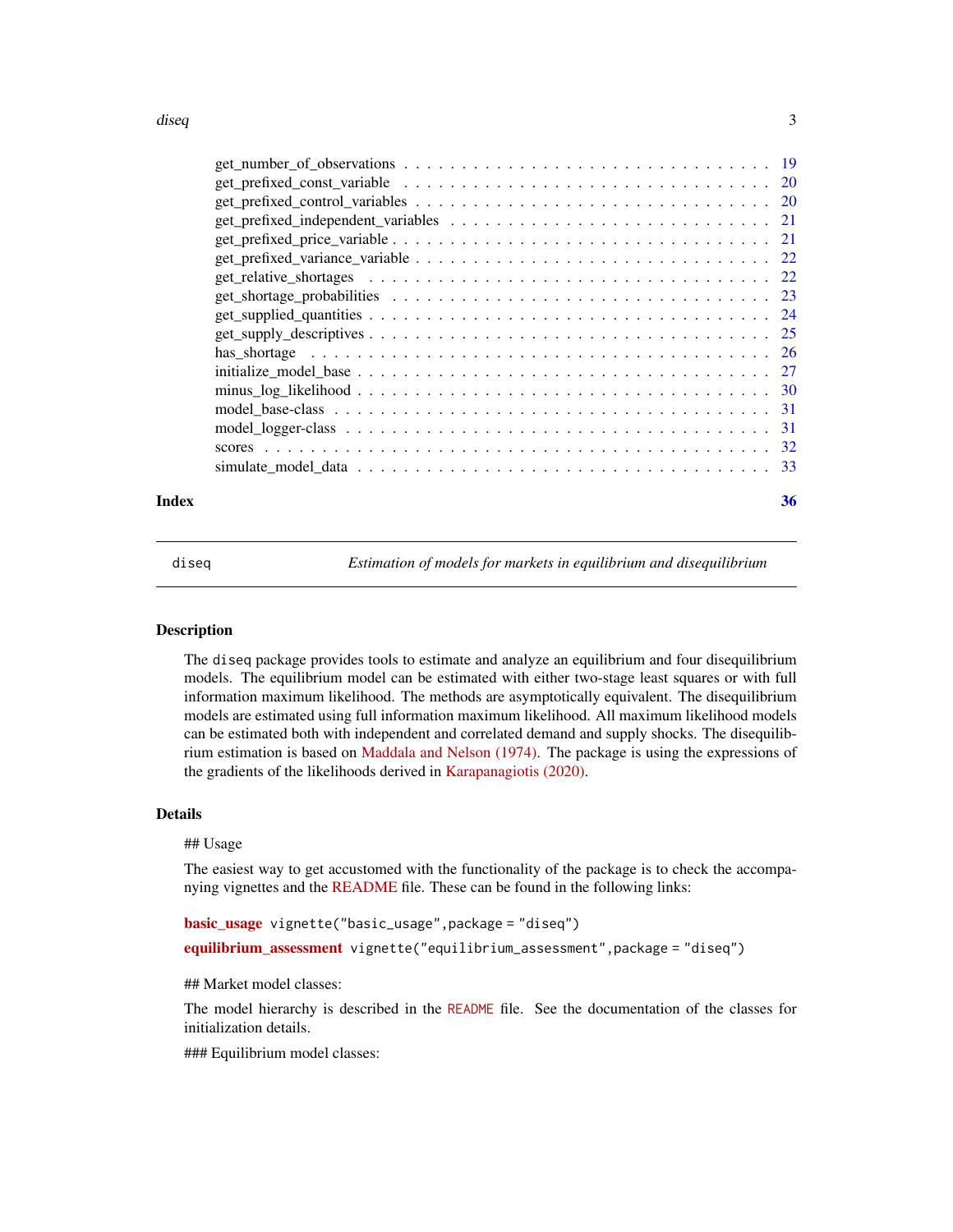get_number_of_observations . . . . . . . . . . . . . . . . . . . . . . . . . . . . . . . 19
get_prefixed_const_variable . . . . . . . . . . . . . . . . . . . . . . . . . . . . . . . 20
get_prefixed_control_variables . . . . . . . . . . . . . . . . . . . . . . . . . . . . . . 20
get_prefixed_independent_variables . . . . . . . . . . . . . . . . . . . . . . . . . . . . 21
get_prefixed_price_variable . . . . . . . . . . . . . . . . . . . . . . . . . . . . . . . . 21
get_prefixed_variance_variable . . . . . . . . . . . . . . . . . . . . . . . . . . . . . . 22
get_relative_shortages . . . . . . . . . . . . . . . . . . . . . . . . . . . . . . . . . . . 22
get_shortage_probabilities . . . . . . . . . . . . . . . . . . . . . . . . . . . . . . . . . 23
get_supplied_quantities . . . . . . . . . . . . . . . . . . . . . . . . . . . . . . . . . . 24
get_supply_descriptives . . . . . . . . . . . . . . . . . . . . . . . . . . . . . . . . . . 25
has_shortage . . . . . . . . . . . . . . . . . . . . . . . . . . . . . . . . . . . . . . . . 26
initialize_model_base . . . . . . . . . . . . . . . . . . . . . . . . . . . . . . . . . . . . 27
minus_log_likelihood . . . . . . . . . . . . . . . . . . . . . . . . . . . . . . . . . . . . 30
model_base-class . . . . . . . . . . . . . . . . . . . . . . . . . . . . . . . . . . . . . . 31
model_logger-class . . . . . . . . . . . . . . . . . . . . . . . . . . . . . . . . . . . . . 31
scores . . . . . . . . . . . . . . . . . . . . . . . . . . . . . . . . . . . . . . . . . . . . 32
simulate_model_data . . . . . . . . . . . . . . . . . . . . . . . . . . . . . . . . . . . . 33

**Index** 36

---

`diseq` *Estimation of models for markets in equilibrium and disequilibrium*

---

## Description

The `diseq` package provides tools to estimate and analyze an equilibrium and four disequilibrium models. The equilibrium model can be estimated with either two-stage least squares or with full information maximum likelihood. The methods are asymptotically equivalent. The disequilibrium models are estimated using full information maximum likelihood. All maximum likelihood models can be estimated both with independent and correlated demand and supply shocks. The disequilibrium estimation is based on Maddala and Nelson (1974). The package is using the expressions of the gradients of the likelihoods derived in Karapanagiotis (2020).

## Details

## Usage

The easiest way to get accustomed with the functionality of the package is to check the accompanying vignettes and the README file. These can be found in the following links:

**basic_usage** `vignette("basic_usage",package = "diseq")`

**equilibrium_assessment** `vignette("equilibrium_assessment",package = "diseq")`

## Market model classes:

The model hierarchy is described in the `README` file. See the documentation of the classes for initialization details.

### Equilibrium model classes: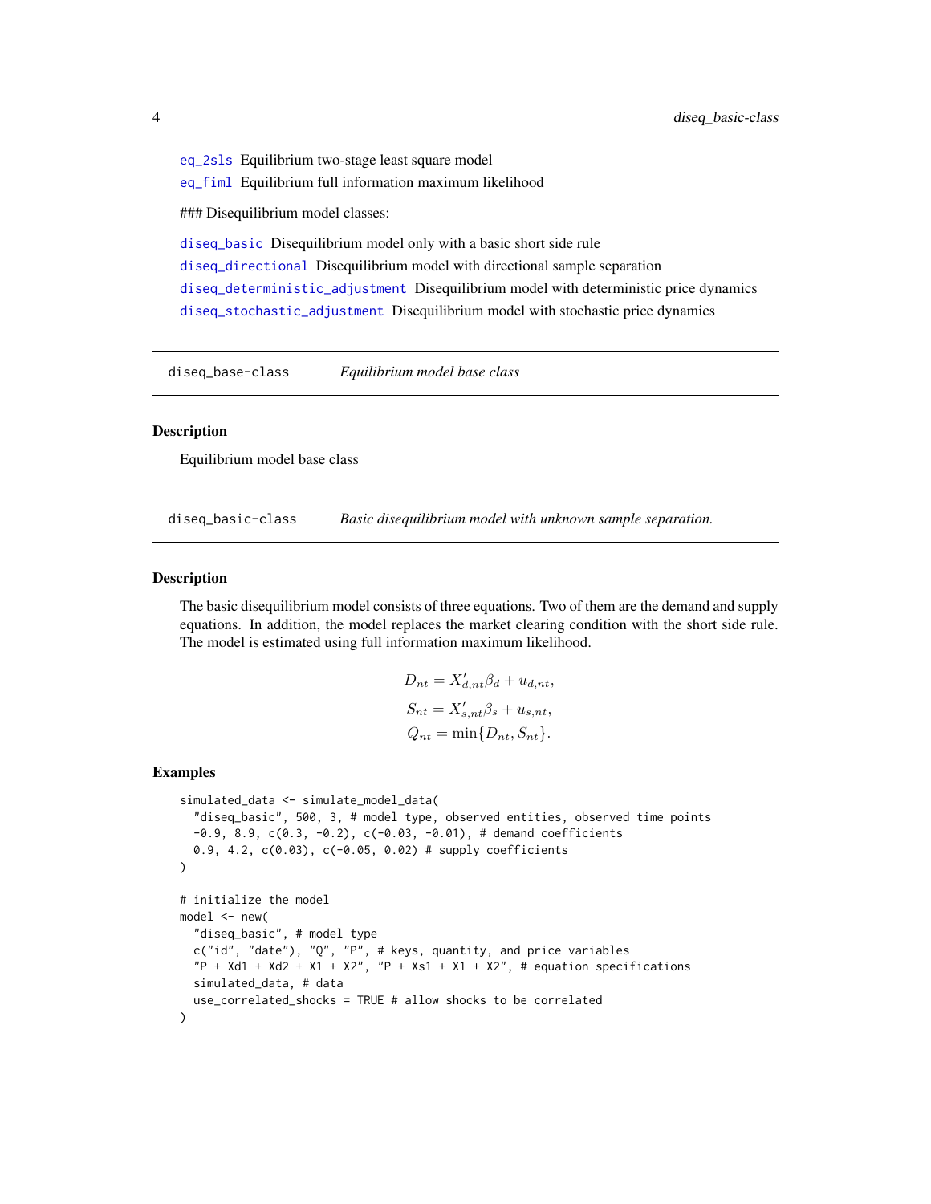eq_2sls Equilibrium two-stage least square model

eq_fiml Equilibrium full information maximum likelihood

### Disequilibrium model classes:

diseq_basic Disequilibrium model only with a basic short side rule

diseq_directional Disequilibrium model with directional sample separation

diseq_deterministic_adjustment Disequilibrium model with deterministic price dynamics

diseq_stochastic_adjustment Disequilibrium model with stochastic price dynamics

---

## diseq_base-class *Equilibrium model base class*

### Description

Equilibrium model base class

---

## diseq_basic-class *Basic disequilibrium model with unknown sample separation.*

### Description

The basic disequilibrium model consists of three equations. Two of them are the demand and supply equations. In addition, the model replaces the market clearing condition with the short side rule. The model is estimated using full information maximum likelihood.

$$D_{nt} = X'_{d,nt}\beta_d + u_{d,nt},$$
$$S_{nt} = X'_{s,nt}\beta_s + u_{s,nt},$$
$$Q_{nt} = \min\{D_{nt}, S_{nt}\}.$$

### Examples

```
simulated_data <- simulate_model_data(
  "diseq_basic", 500, 3, # model type, observed entities, observed time points
  -0.9, 8.9, c(0.3, -0.2), c(-0.03, -0.01), # demand coefficients
  0.9, 4.2, c(0.03), c(-0.05, 0.02) # supply coefficients
)

# initialize the model
model <- new(
  "diseq_basic", # model type
  c("id", "date"), "Q", "P", # keys, quantity, and price variables
  "P + Xd1 + Xd2 + X1 + X2", "P + Xs1 + X1 + X2", # equation specifications
  simulated_data, # data
  use_correlated_shocks = TRUE # allow shocks to be correlated
)
```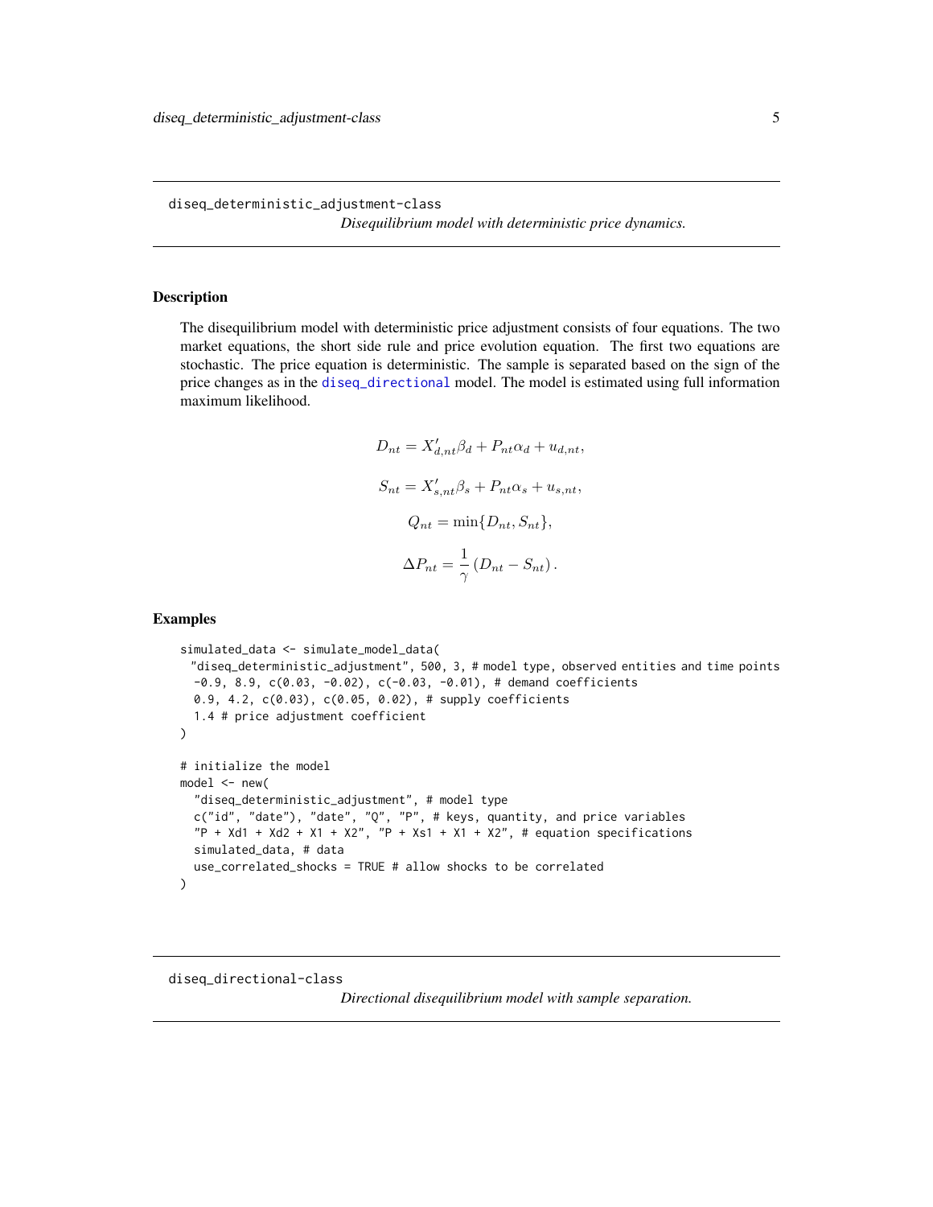## diseq_deterministic_adjustment-class

*Disequilibrium model with deterministic price dynamics.*

### Description

The disequilibrium model with deterministic price adjustment consists of four equations. The two market equations, the short side rule and price evolution equation. The first two equations are stochastic. The price equation is deterministic. The sample is separated based on the sign of the price changes as in the diseq_directional model. The model is estimated using full information maximum likelihood.

$$D_{nt} = X'_{d,nt}\beta_d + P_{nt}\alpha_d + u_{d,nt},$$

$$S_{nt} = X'_{s,nt}\beta_s + P_{nt}\alpha_s + u_{s,nt},$$

$$Q_{nt} = \min\{D_{nt}, S_{nt}\},$$

$$\Delta P_{nt} = \frac{1}{\gamma}\left(D_{nt} - S_{nt}\right).$$

### Examples

```
simulated_data <- simulate_model_data(
  "diseq_deterministic_adjustment", 500, 3, # model type, observed entities and time points
  -0.9, 8.9, c(0.03, -0.02), c(-0.03, -0.01), # demand coefficients
  0.9, 4.2, c(0.03), c(0.05, 0.02), # supply coefficients
  1.4 # price adjustment coefficient
)

# initialize the model
model <- new(
  "diseq_deterministic_adjustment", # model type
  c("id", "date"), "date", "Q", "P", # keys, quantity, and price variables
  "P + Xd1 + Xd2 + X1 + X2", "P + Xs1 + X1 + X2", # equation specifications
  simulated_data, # data
  use_correlated_shocks = TRUE # allow shocks to be correlated
)
```

## diseq_directional-class

*Directional disequilibrium model with sample separation.*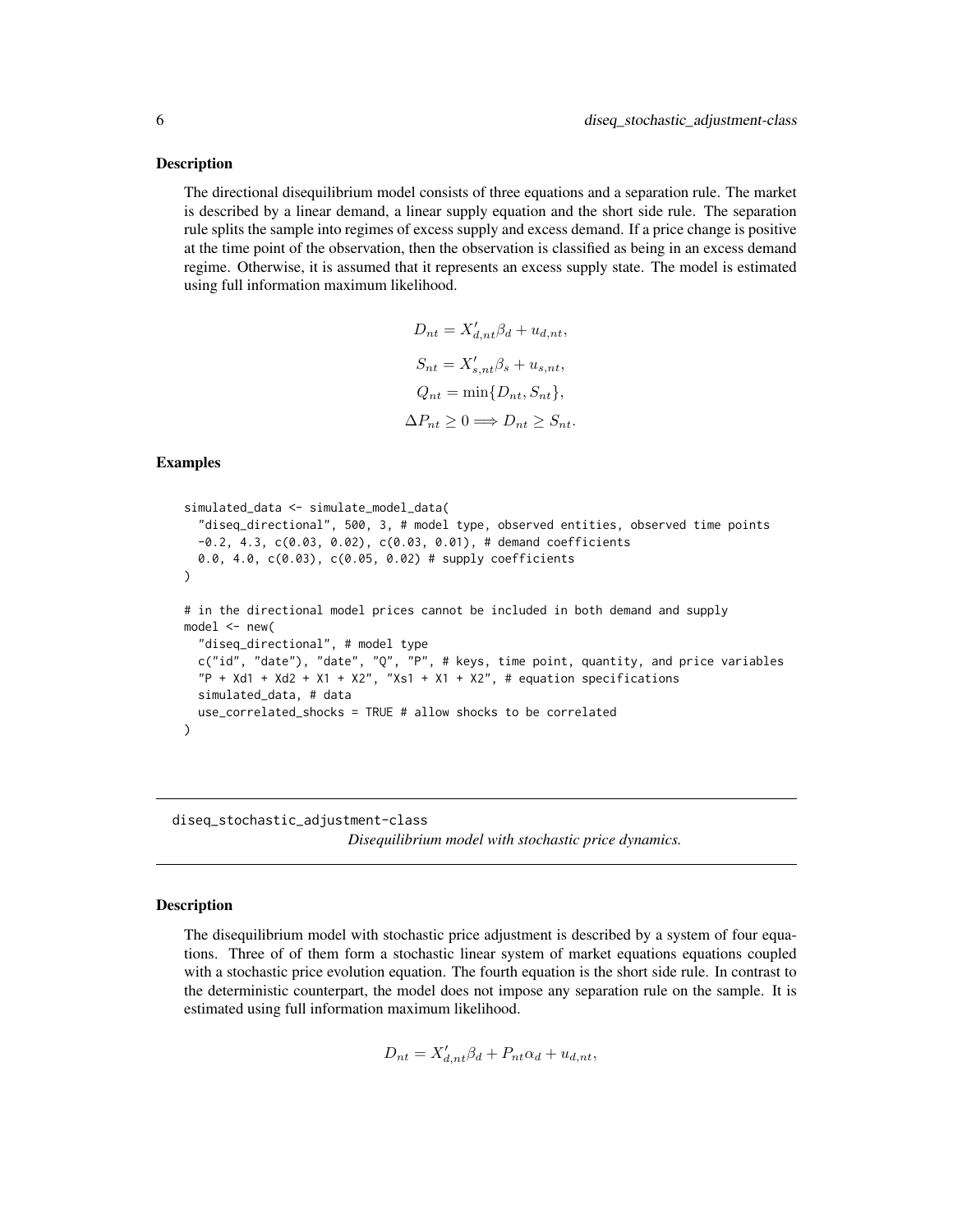### Description

The directional disequilibrium model consists of three equations and a separation rule. The market is described by a linear demand, a linear supply equation and the short side rule. The separation rule splits the sample into regimes of excess supply and excess demand. If a price change is positive at the time point of the observation, then the observation is classified as being in an excess demand regime. Otherwise, it is assumed that it represents an excess supply state. The model is estimated using full information maximum likelihood.

$$D_{nt} = X'_{d,nt}\beta_d + u_{d,nt},$$

$$S_{nt} = X'_{s,nt}\beta_s + u_{s,nt},$$

$$Q_{nt} = \min\{D_{nt}, S_{nt}\},$$

$$\Delta P_{nt} \geq 0 \Longrightarrow D_{nt} \geq S_{nt}.$$

### Examples

```
simulated_data <- simulate_model_data(
  "diseq_directional", 500, 3, # model type, observed entities, observed time points
  -0.2, 4.3, c(0.03, 0.02), c(0.03, 0.01), # demand coefficients
  0.0, 4.0, c(0.03), c(0.05, 0.02) # supply coefficients
)

# in the directional model prices cannot be included in both demand and supply
model <- new(
  "diseq_directional", # model type
  c("id", "date"), "date", "Q", "P", # keys, time point, quantity, and price variables
  "P + Xd1 + Xd2 + X1 + X2", "Xs1 + X1 + X2", # equation specifications
  simulated_data, # data
  use_correlated_shocks = TRUE # allow shocks to be correlated
)
```

## diseq_stochastic_adjustment-class

*Disequilibrium model with stochastic price dynamics.*

### Description

The disequilibrium model with stochastic price adjustment is described by a system of four equations. Three of of them form a stochastic linear system of market equations equations coupled with a stochastic price evolution equation. The fourth equation is the short side rule. In contrast to the deterministic counterpart, the model does not impose any separation rule on the sample. It is estimated using full information maximum likelihood.

$$D_{nt} = X'_{d,nt}\beta_d + P_{nt}\alpha_d + u_{d,nt},$$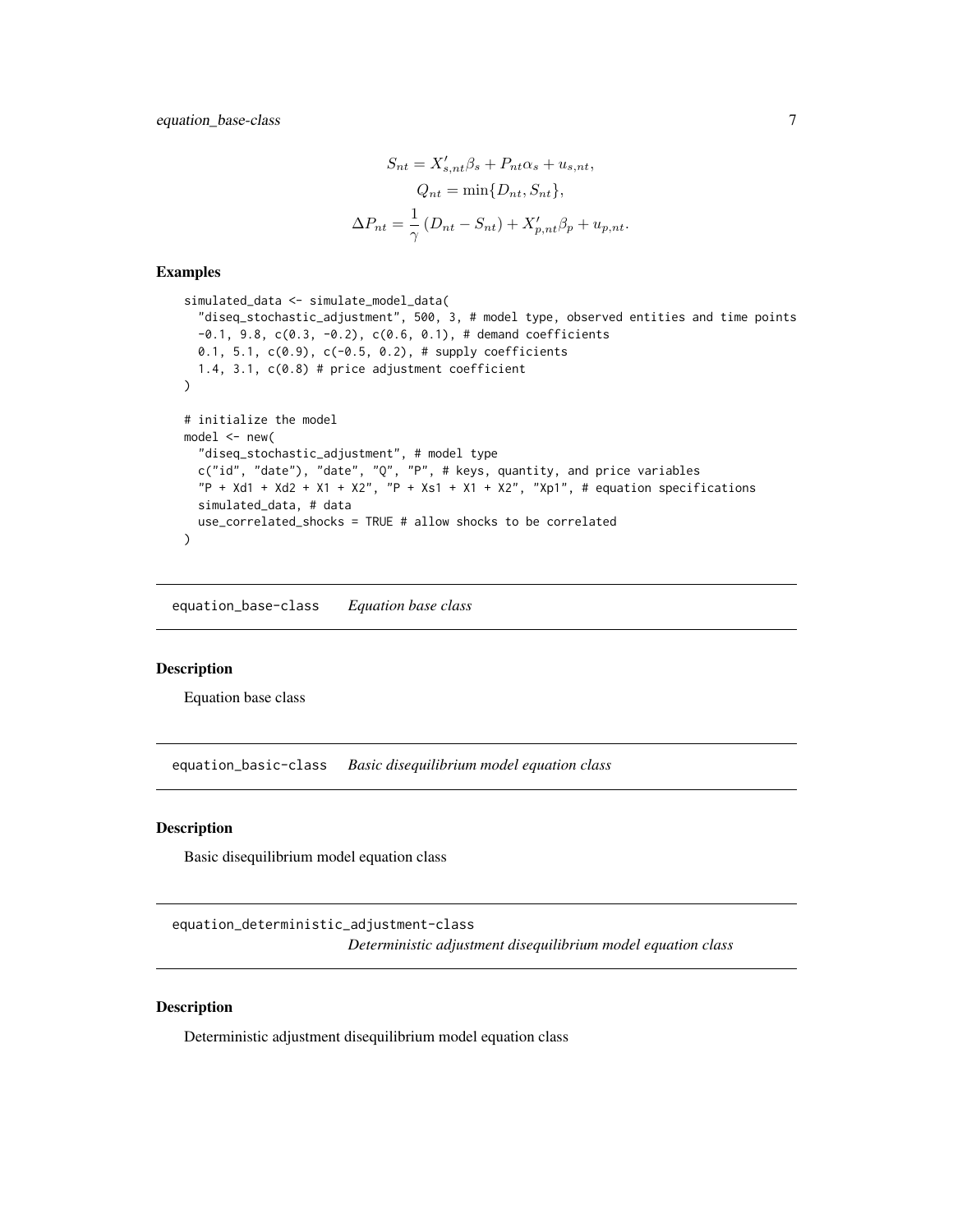$$S_{nt} = X'_{s,nt}\beta_s + P_{nt}\alpha_s + u_{s,nt},$$
$$Q_{nt} = \min\{D_{nt}, S_{nt}\},$$
$$\Delta P_{nt} = \frac{1}{\gamma}\left(D_{nt} - S_{nt}\right) + X'_{p,nt}\beta_p + u_{p,nt}.$$

## Examples

```
simulated_data <- simulate_model_data(
  "diseq_stochastic_adjustment", 500, 3, # model type, observed entities and time points
  -0.1, 9.8, c(0.3, -0.2), c(0.6, 0.1), # demand coefficients
  0.1, 5.1, c(0.9), c(-0.5, 0.2), # supply coefficients
  1.4, 3.1, c(0.8) # price adjustment coefficient
)

# initialize the model
model <- new(
  "diseq_stochastic_adjustment", # model type
  c("id", "date"), "date", "Q", "P", # keys, quantity, and price variables
  "P + Xd1 + Xd2 + X1 + X2", "P + Xs1 + X1 + X2", "Xp1", # equation specifications
  simulated_data, # data
  use_correlated_shocks = TRUE # allow shocks to be correlated
)
```

# equation_base-class *Equation base class*

## Description

Equation base class

# equation_basic-class *Basic disequilibrium model equation class*

## Description

Basic disequilibrium model equation class

# equation_deterministic_adjustment-class *Deterministic adjustment disequilibrium model equation class*

## Description

Deterministic adjustment disequilibrium model equation class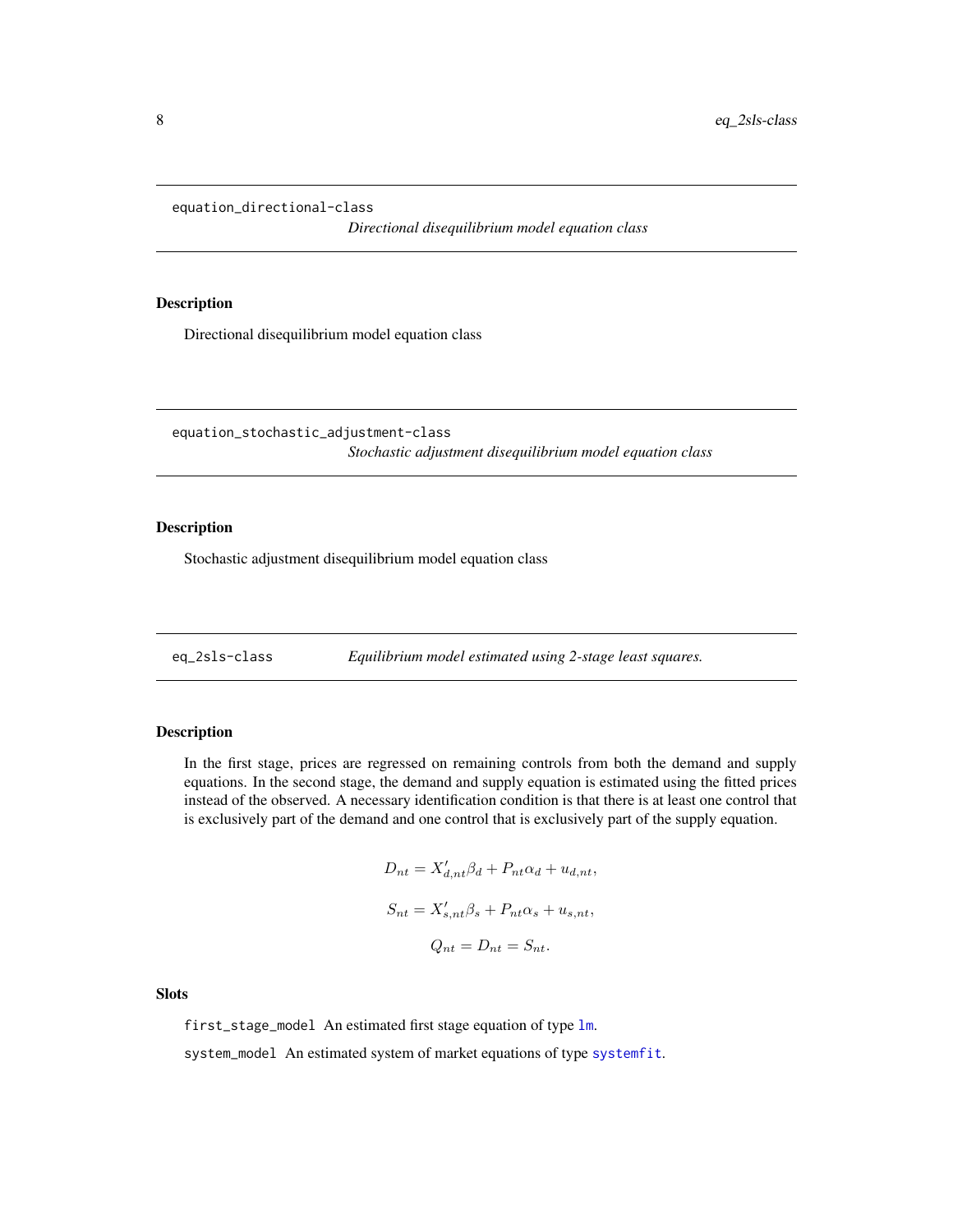## equation_directional-class

*Directional disequilibrium model equation class*

### Description

Directional disequilibrium model equation class

## equation_stochastic_adjustment-class

*Stochastic adjustment disequilibrium model equation class*

### Description

Stochastic adjustment disequilibrium model equation class

## eq_2sls-class

*Equilibrium model estimated using 2-stage least squares.*

### Description

In the first stage, prices are regressed on remaining controls from both the demand and supply equations. In the second stage, the demand and supply equation is estimated using the fitted prices instead of the observed. A necessary identification condition is that there is at least one control that is exclusively part of the demand and one control that is exclusively part of the supply equation.

$$D_{nt} = X'_{d,nt}\beta_d + P_{nt}\alpha_d + u_{d,nt},$$

$$S_{nt} = X'_{s,nt}\beta_s + P_{nt}\alpha_s + u_{s,nt},$$

$$Q_{nt} = D_{nt} = S_{nt}.$$

### Slots

`first_stage_model` An estimated first stage equation of type `lm`.

`system_model` An estimated system of market equations of type `systemfit`.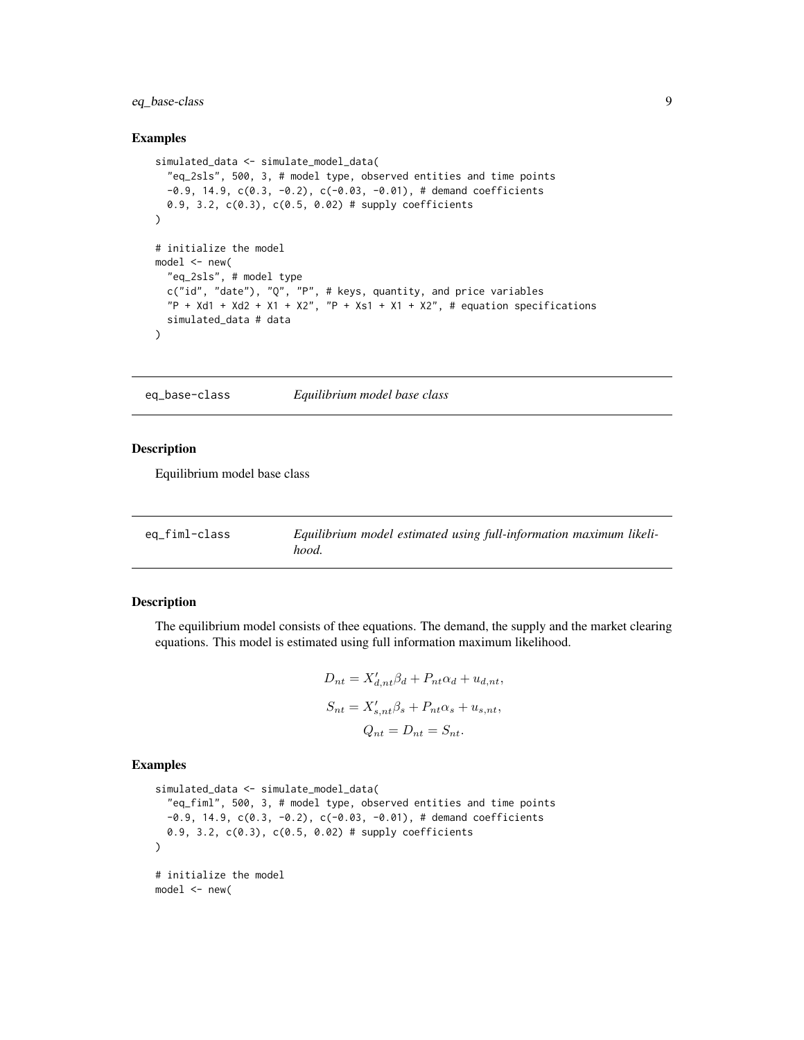### Examples

```
simulated_data <- simulate_model_data(
  "eq_2sls", 500, 3, # model type, observed entities and time points
  -0.9, 14.9, c(0.3, -0.2), c(-0.03, -0.01), # demand coefficients
  0.9, 3.2, c(0.3), c(0.5, 0.02) # supply coefficients
)

# initialize the model
model <- new(
  "eq_2sls", # model type
  c("id", "date"), "Q", "P", # keys, quantity, and price variables
  "P + Xd1 + Xd2 + X1 + X2", "P + Xs1 + X1 + X2", # equation specifications
  simulated_data # data
)
```

## eq_base-class — *Equilibrium model base class*

### Description

Equilibrium model base class

## eq_fiml-class — *Equilibrium model estimated using full-information maximum likelihood.*

### Description

The equilibrium model consists of thee equations. The demand, the supply and the market clearing equations. This model is estimated using full information maximum likelihood.

$$D_{nt} = X'_{d,nt}\beta_d + P_{nt}\alpha_d + u_{d,nt},$$

$$S_{nt} = X'_{s,nt}\beta_s + P_{nt}\alpha_s + u_{s,nt},$$

$$Q_{nt} = D_{nt} = S_{nt}.$$

### Examples

```
simulated_data <- simulate_model_data(
  "eq_fiml", 500, 3, # model type, observed entities and time points
  -0.9, 14.9, c(0.3, -0.2), c(-0.03, -0.01), # demand coefficients
  0.9, 3.2, c(0.3), c(0.5, 0.02) # supply coefficients
)

# initialize the model
model <- new(
```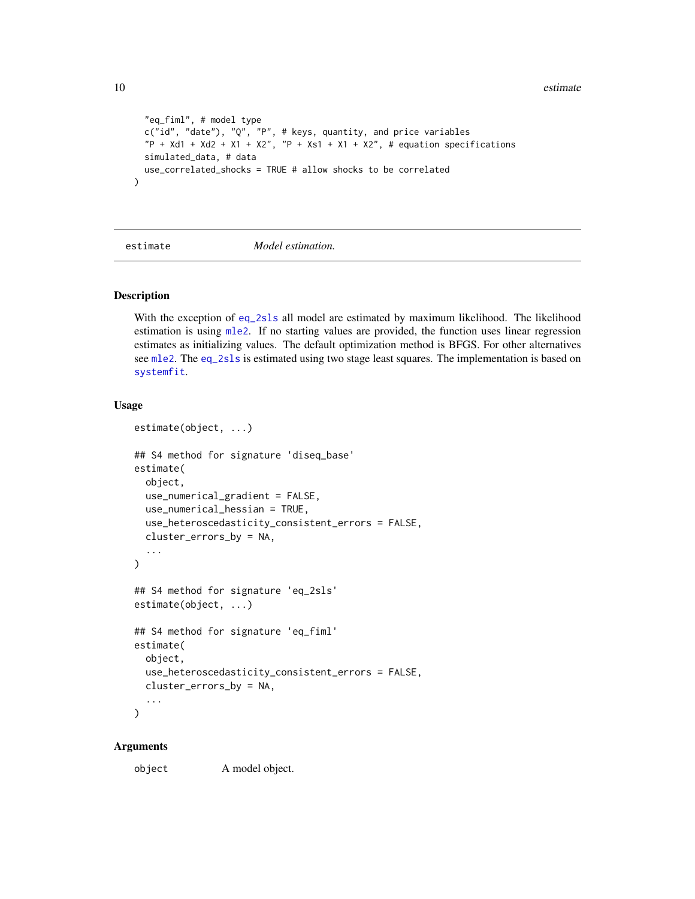```
  "eq_fiml", # model type
  c("id", "date"), "Q", "P", # keys, quantity, and price variables
  "P + Xd1 + Xd2 + X1 + X2", "P + Xs1 + X1 + X2", # equation specifications
  simulated_data, # data
  use_correlated_shocks = TRUE # allow shocks to be correlated
)
```

## estimate — *Model estimation.*

### Description

With the exception of eq_2sls all model are estimated by maximum likelihood. The likelihood estimation is using mle2. If no starting values are provided, the function uses linear regression estimates as initializing values. The default optimization method is BFGS. For other alternatives see mle2. The eq_2sls is estimated using two stage least squares. The implementation is based on systemfit.

### Usage

```
estimate(object, ...)

## S4 method for signature 'diseq_base'
estimate(
  object,
  use_numerical_gradient = FALSE,
  use_numerical_hessian = TRUE,
  use_heteroscedasticity_consistent_errors = FALSE,
  cluster_errors_by = NA,
  ...
)

## S4 method for signature 'eq_2sls'
estimate(object, ...)

## S4 method for signature 'eq_fiml'
estimate(
  object,
  use_heteroscedasticity_consistent_errors = FALSE,
  cluster_errors_by = NA,
  ...
)
```

### Arguments

`object` A model object.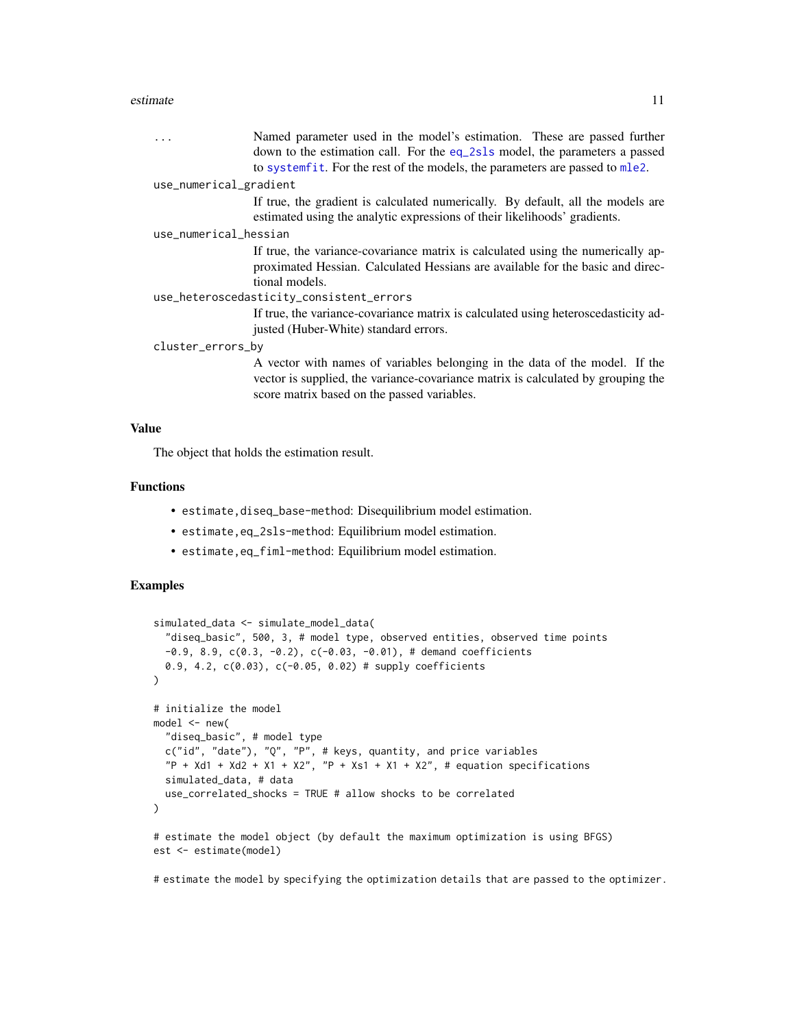| | |
|---|---|
| ... | Named parameter used in the model's estimation. These are passed further down to the estimation call. For the eq_2sls model, the parameters a passed to systemfit. For the rest of the models, the parameters are passed to mle2. |
| use_numerical_gradient | If true, the gradient is calculated numerically. By default, all the models are estimated using the analytic expressions of their likelihoods' gradients. |
| use_numerical_hessian | If true, the variance-covariance matrix is calculated using the numerically approximated Hessian. Calculated Hessians are available for the basic and directional models. |
| use_heteroscedasticity_consistent_errors | If true, the variance-covariance matrix is calculated using heteroscedasticity adjusted (Huber-White) standard errors. |
| cluster_errors_by | A vector with names of variables belonging in the data of the model. If the vector is supplied, the variance-covariance matrix is calculated by grouping the score matrix based on the passed variables. |

## Value

The object that holds the estimation result.

## Functions

- `estimate,diseq_base-method`: Disequilibrium model estimation.
- `estimate,eq_2sls-method`: Equilibrium model estimation.
- `estimate,eq_fiml-method`: Equilibrium model estimation.

## Examples

```
simulated_data <- simulate_model_data(
  "diseq_basic", 500, 3, # model type, observed entities, observed time points
  -0.9, 8.9, c(0.3, -0.2), c(-0.03, -0.01), # demand coefficients
  0.9, 4.2, c(0.03), c(-0.05, 0.02) # supply coefficients
)

# initialize the model
model <- new(
  "diseq_basic", # model type
  c("id", "date"), "Q", "P", # keys, quantity, and price variables
  "P + Xd1 + Xd2 + X1 + X2", "P + Xs1 + X1 + X2", # equation specifications
  simulated_data, # data
  use_correlated_shocks = TRUE # allow shocks to be correlated
)

# estimate the model object (by default the maximum optimization is using BFGS)
est <- estimate(model)

# estimate the model by specifying the optimization details that are passed to the optimizer.
```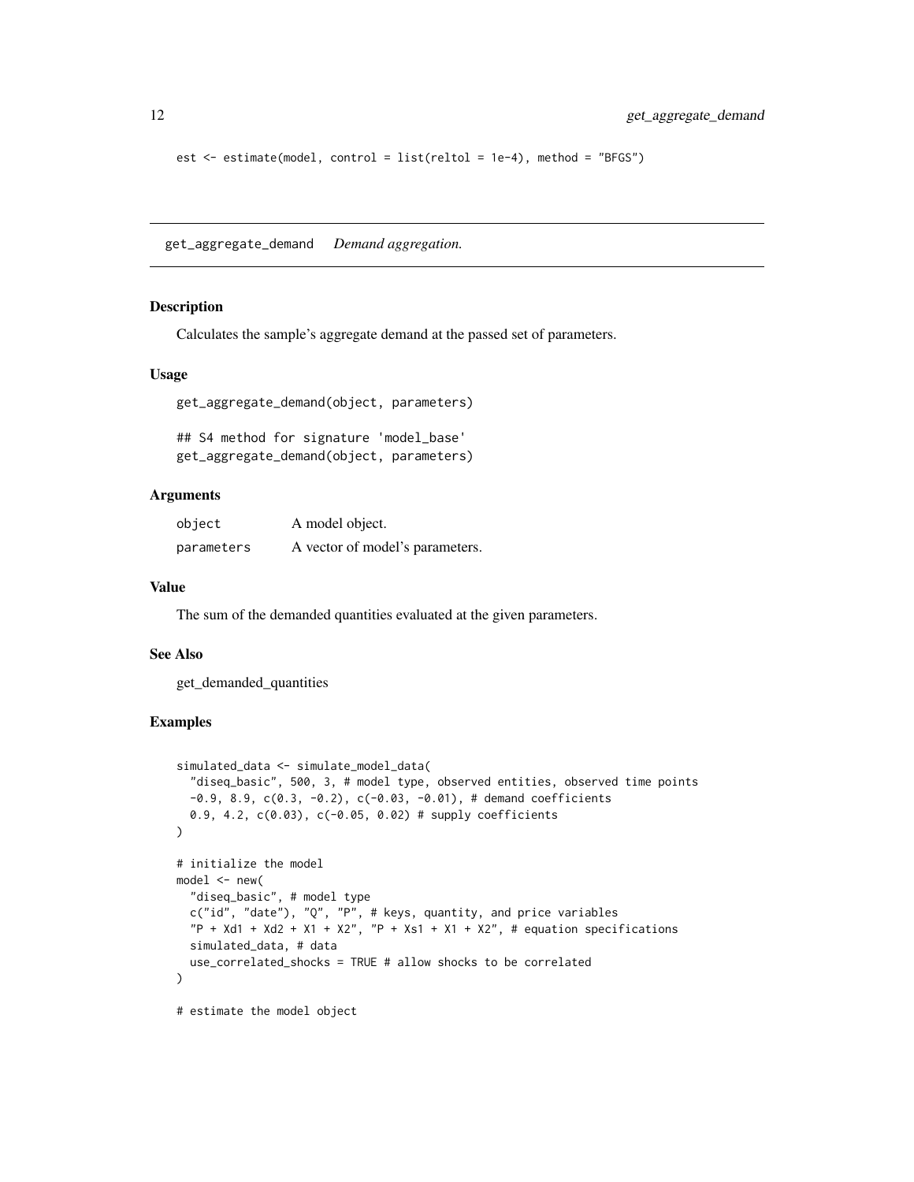```
est <- estimate(model, control = list(reltol = 1e-4), method = "BFGS")
```

## get_aggregate_demand *Demand aggregation.*

### Description

Calculates the sample's aggregate demand at the passed set of parameters.

### Usage

```
get_aggregate_demand(object, parameters)

## S4 method for signature 'model_base'
get_aggregate_demand(object, parameters)
```

### Arguments

| | |
|---|---|
| object | A model object. |
| parameters | A vector of model's parameters. |

### Value

The sum of the demanded quantities evaluated at the given parameters.

### See Also

get_demanded_quantities

### Examples

```
simulated_data <- simulate_model_data(
  "diseq_basic", 500, 3, # model type, observed entities, observed time points
  -0.9, 8.9, c(0.3, -0.2), c(-0.03, -0.01), # demand coefficients
  0.9, 4.2, c(0.03), c(-0.05, 0.02) # supply coefficients
)

# initialize the model
model <- new(
  "diseq_basic", # model type
  c("id", "date"), "Q", "P", # keys, quantity, and price variables
  "P + Xd1 + Xd2 + X1 + X2", "P + Xs1 + X1 + X2", # equation specifications
  simulated_data, # data
  use_correlated_shocks = TRUE # allow shocks to be correlated
)

# estimate the model object
```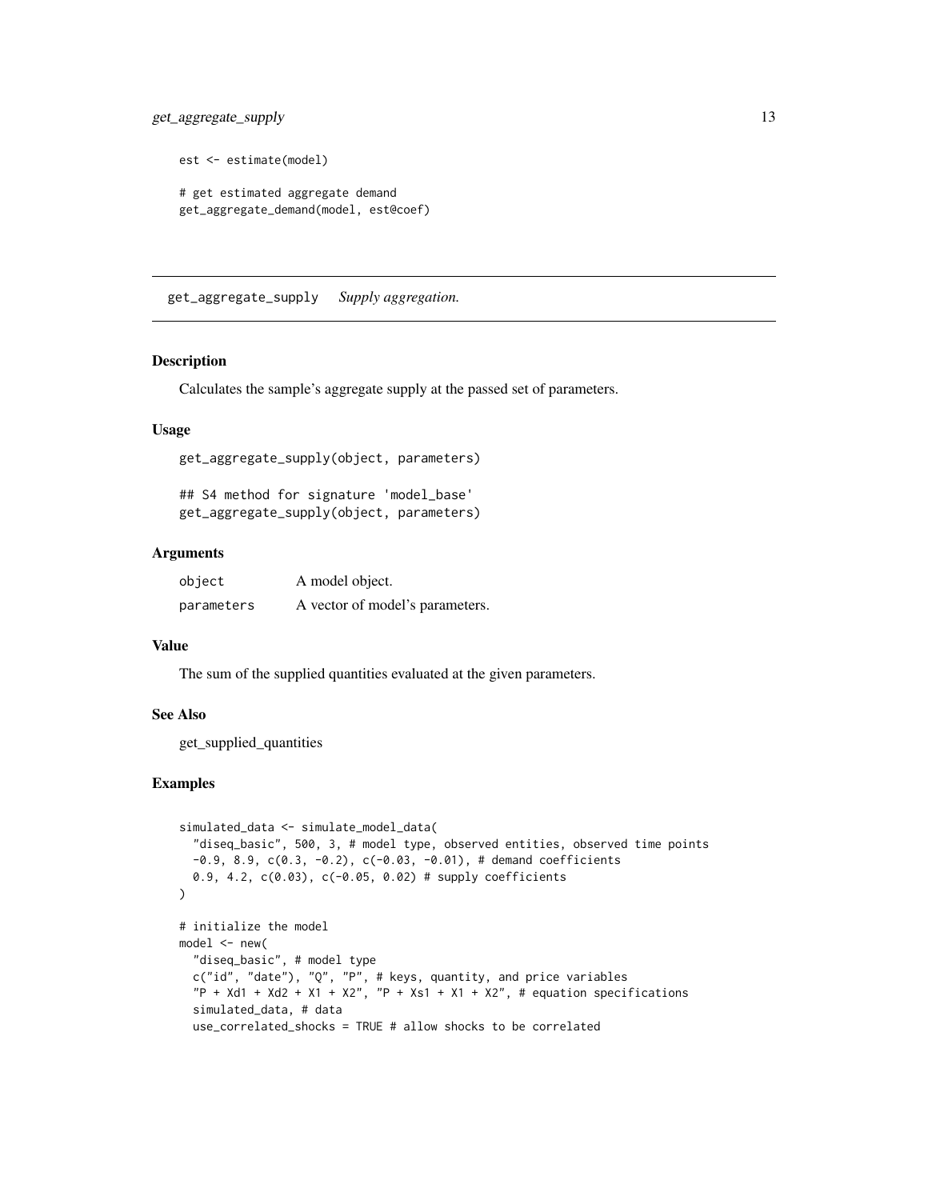```
est <- estimate(model)

# get estimated aggregate demand
get_aggregate_demand(model, est@coef)
```

## get_aggregate_supply *Supply aggregation.*

### Description

Calculates the sample's aggregate supply at the passed set of parameters.

### Usage

```
get_aggregate_supply(object, parameters)

## S4 method for signature 'model_base'
get_aggregate_supply(object, parameters)
```

### Arguments

| | |
|---|---|
| object | A model object. |
| parameters | A vector of model's parameters. |

### Value

The sum of the supplied quantities evaluated at the given parameters.

### See Also

get_supplied_quantities

### Examples

```
simulated_data <- simulate_model_data(
  "diseq_basic", 500, 3, # model type, observed entities, observed time points
  -0.9, 8.9, c(0.3, -0.2), c(-0.03, -0.01), # demand coefficients
  0.9, 4.2, c(0.03), c(-0.05, 0.02) # supply coefficients
)

# initialize the model
model <- new(
  "diseq_basic", # model type
  c("id", "date"), "Q", "P", # keys, quantity, and price variables
  "P + Xd1 + Xd2 + X1 + X2", "P + Xs1 + X1 + X2", # equation specifications
  simulated_data, # data
  use_correlated_shocks = TRUE # allow shocks to be correlated
```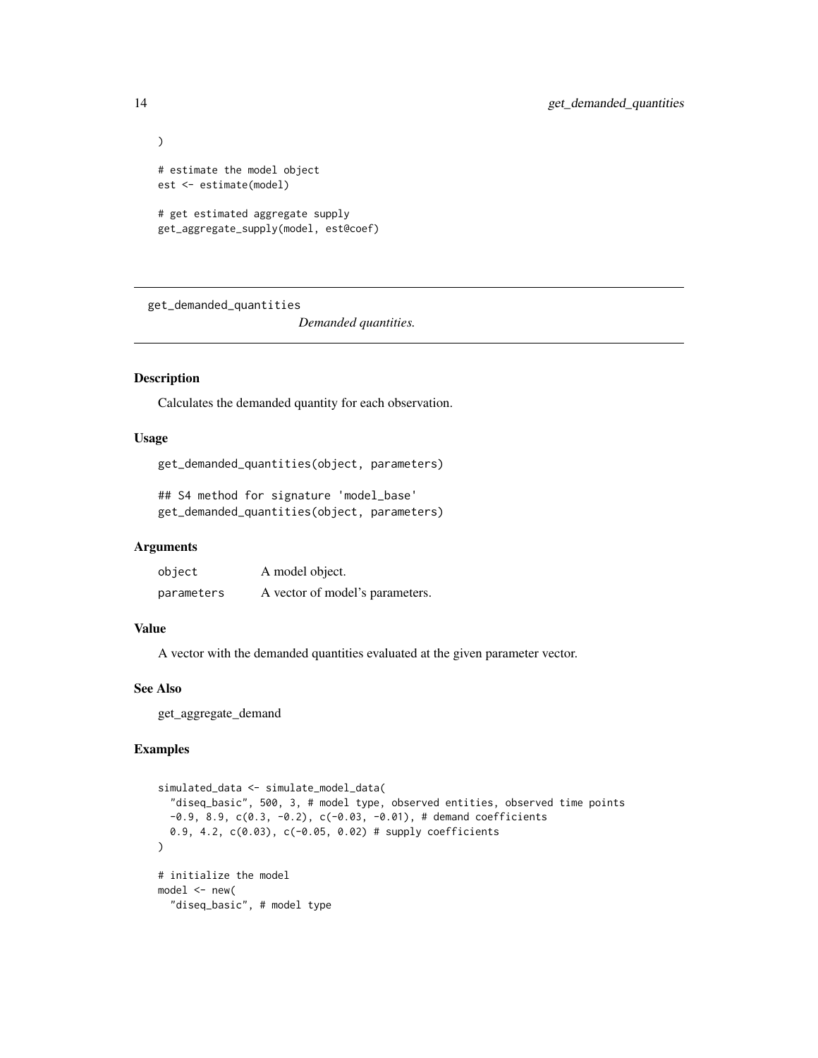```
)

# estimate the model object
est <- estimate(model)

# get estimated aggregate supply
get_aggregate_supply(model, est@coef)
```

---

get_demanded_quantities &emsp; *Demanded quantities.*

---

## Description

Calculates the demanded quantity for each observation.

## Usage

```
get_demanded_quantities(object, parameters)

## S4 method for signature 'model_base'
get_demanded_quantities(object, parameters)
```

## Arguments

| | |
|---|---|
| object | A model object. |
| parameters | A vector of model's parameters. |

## Value

A vector with the demanded quantities evaluated at the given parameter vector.

## See Also

get_aggregate_demand

## Examples

```
simulated_data <- simulate_model_data(
  "diseq_basic", 500, 3, # model type, observed entities, observed time points
  -0.9, 8.9, c(0.3, -0.2), c(-0.03, -0.01), # demand coefficients
  0.9, 4.2, c(0.03), c(-0.05, 0.02) # supply coefficients
)

# initialize the model
model <- new(
  "diseq_basic", # model type
```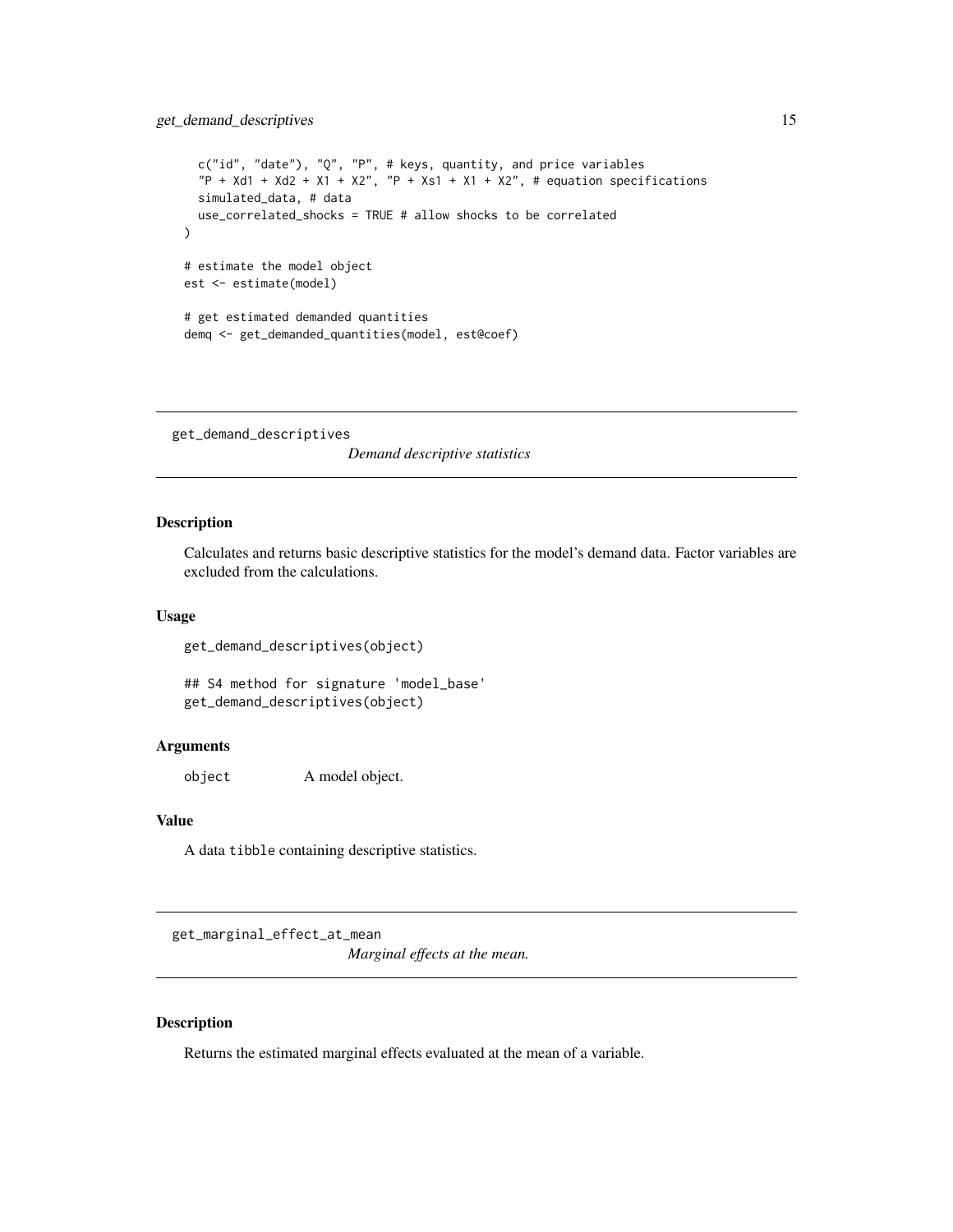```
  c("id", "date"), "Q", "P", # keys, quantity, and price variables
  "P + Xd1 + Xd2 + X1 + X2", "P + Xs1 + X1 + X2", # equation specifications
  simulated_data, # data
  use_correlated_shocks = TRUE # allow shocks to be correlated
)

# estimate the model object
est <- estimate(model)

# get estimated demanded quantities
demq <- get_demanded_quantities(model, est@coef)
```

---

## get_demand_descriptives *Demand descriptive statistics*

---

### Description

Calculates and returns basic descriptive statistics for the model's demand data. Factor variables are excluded from the calculations.

### Usage

```
get_demand_descriptives(object)

## S4 method for signature 'model_base'
get_demand_descriptives(object)
```

### Arguments

| | |
|---|---|
| object | A model object. |

### Value

A data `tibble` containing descriptive statistics.

---

## get_marginal_effect_at_mean *Marginal effects at the mean.*

---

### Description

Returns the estimated marginal effects evaluated at the mean of a variable.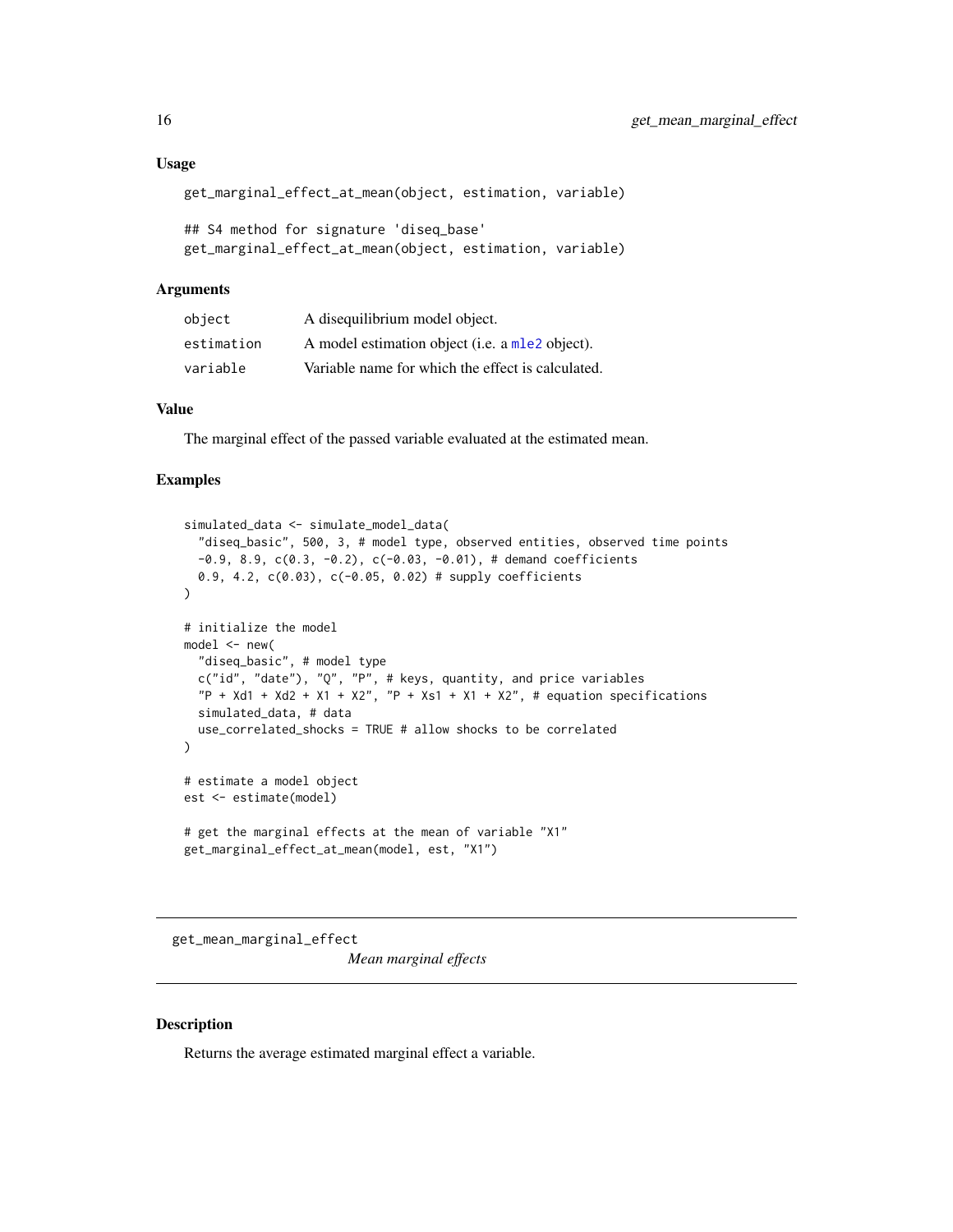### Usage

```
get_marginal_effect_at_mean(object, estimation, variable)

## S4 method for signature 'diseq_base'
get_marginal_effect_at_mean(object, estimation, variable)
```

### Arguments

| | |
|---|---|
| `object` | A disequilibrium model object. |
| `estimation` | A model estimation object (i.e. a mle2 object). |
| `variable` | Variable name for which the effect is calculated. |

### Value

The marginal effect of the passed variable evaluated at the estimated mean.

### Examples

```
simulated_data <- simulate_model_data(
  "diseq_basic", 500, 3, # model type, observed entities, observed time points
  -0.9, 8.9, c(0.3, -0.2), c(-0.03, -0.01), # demand coefficients
  0.9, 4.2, c(0.03), c(-0.05, 0.02) # supply coefficients
)

# initialize the model
model <- new(
  "diseq_basic", # model type
  c("id", "date"), "Q", "P", # keys, quantity, and price variables
  "P + Xd1 + Xd2 + X1 + X2", "P + Xs1 + X1 + X2", # equation specifications
  simulated_data, # data
  use_correlated_shocks = TRUE # allow shocks to be correlated
)

# estimate a model object
est <- estimate(model)

# get the marginal effects at the mean of variable "X1"
get_marginal_effect_at_mean(model, est, "X1")
```

---

## get_mean_marginal_effect    *Mean marginal effects*

---

### Description

Returns the average estimated marginal effect a variable.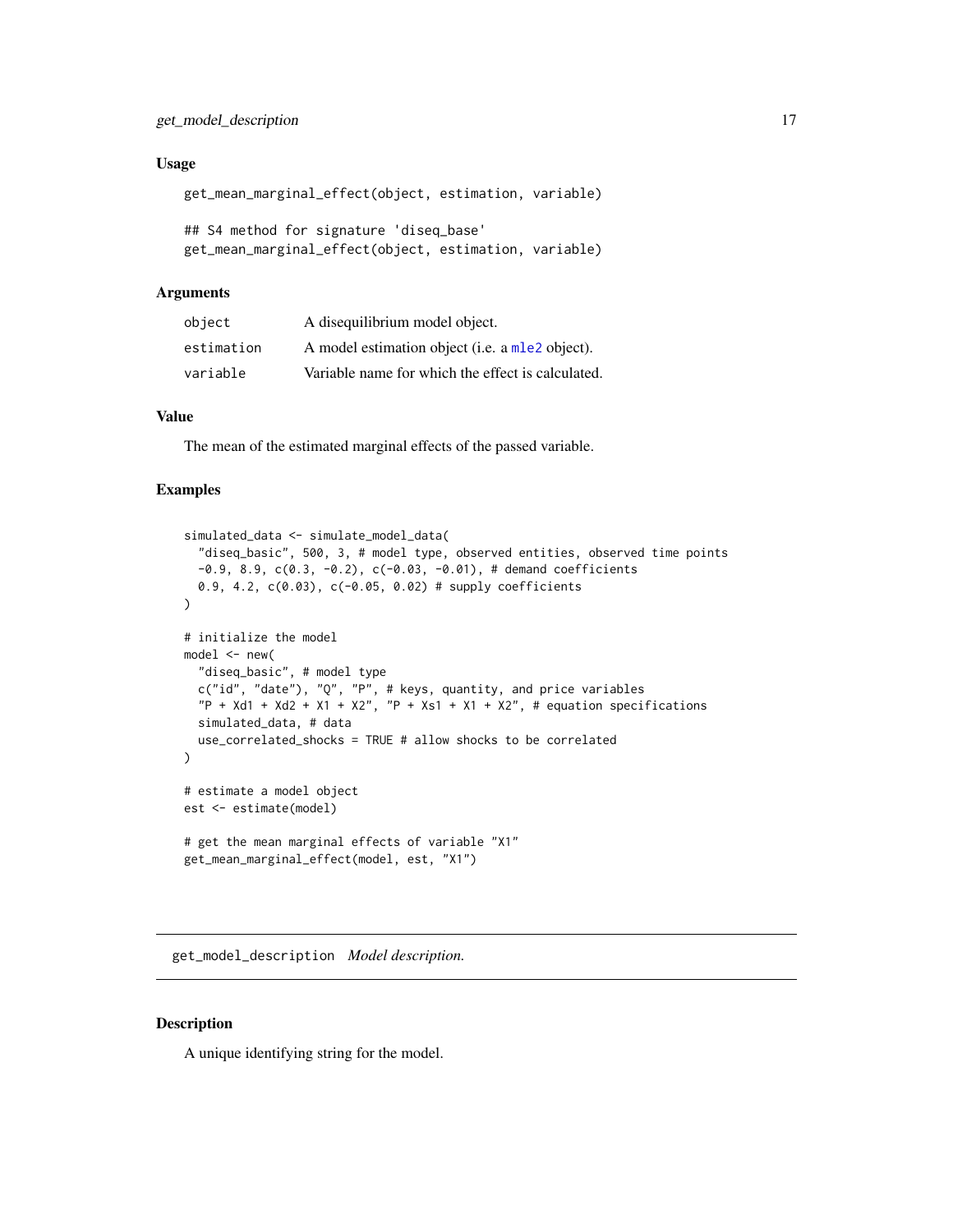### Usage

```
get_mean_marginal_effect(object, estimation, variable)

## S4 method for signature 'diseq_base'
get_mean_marginal_effect(object, estimation, variable)
```

### Arguments

| | |
|---|---|
| `object` | A disequilibrium model object. |
| `estimation` | A model estimation object (i.e. a mle2 object). |
| `variable` | Variable name for which the effect is calculated. |

### Value

The mean of the estimated marginal effects of the passed variable.

### Examples

```
simulated_data <- simulate_model_data(
  "diseq_basic", 500, 3, # model type, observed entities, observed time points
  -0.9, 8.9, c(0.3, -0.2), c(-0.03, -0.01), # demand coefficients
  0.9, 4.2, c(0.03), c(-0.05, 0.02) # supply coefficients
)

# initialize the model
model <- new(
  "diseq_basic", # model type
  c("id", "date"), "Q", "P", # keys, quantity, and price variables
  "P + Xd1 + Xd2 + X1 + X2", "P + Xs1 + X1 + X2", # equation specifications
  simulated_data, # data
  use_correlated_shocks = TRUE # allow shocks to be correlated
)

# estimate a model object
est <- estimate(model)

# get the mean marginal effects of variable "X1"
get_mean_marginal_effect(model, est, "X1")
```

---

## get_model_description    *Model description.*

---

### Description

A unique identifying string for the model.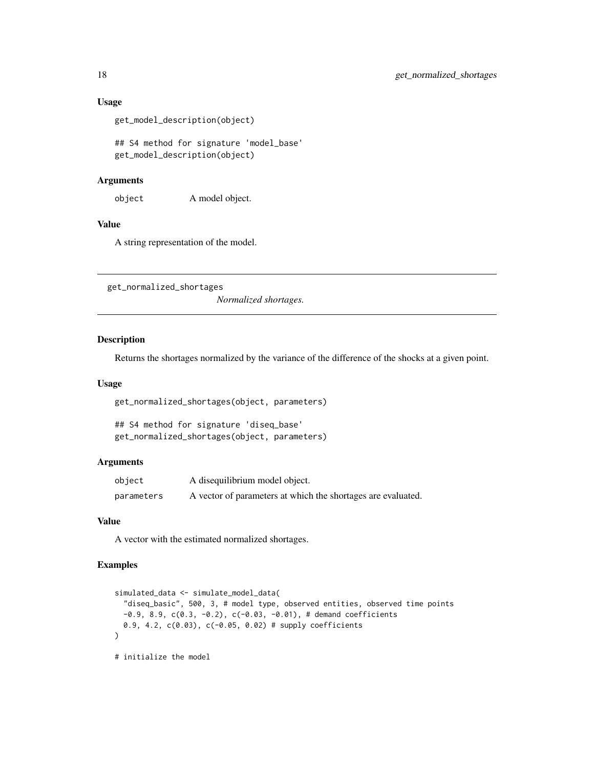### Usage

```
get_model_description(object)

## S4 method for signature 'model_base'
get_model_description(object)
```

### Arguments

| | |
|---|---|
| object | A model object. |

### Value

A string representation of the model.

---

## get_normalized_shortages

*Normalized shortages.*

---

### Description

Returns the shortages normalized by the variance of the difference of the shocks at a given point.

### Usage

```
get_normalized_shortages(object, parameters)

## S4 method for signature 'diseq_base'
get_normalized_shortages(object, parameters)
```

### Arguments

| | |
|---|---|
| object | A disequilibrium model object. |
| parameters | A vector of parameters at which the shortages are evaluated. |

### Value

A vector with the estimated normalized shortages.

### Examples

```
simulated_data <- simulate_model_data(
  "diseq_basic", 500, 3, # model type, observed entities, observed time points
  -0.9, 8.9, c(0.3, -0.2), c(-0.03, -0.01), # demand coefficients
  0.9, 4.2, c(0.03), c(-0.05, 0.02) # supply coefficients
)

# initialize the model
```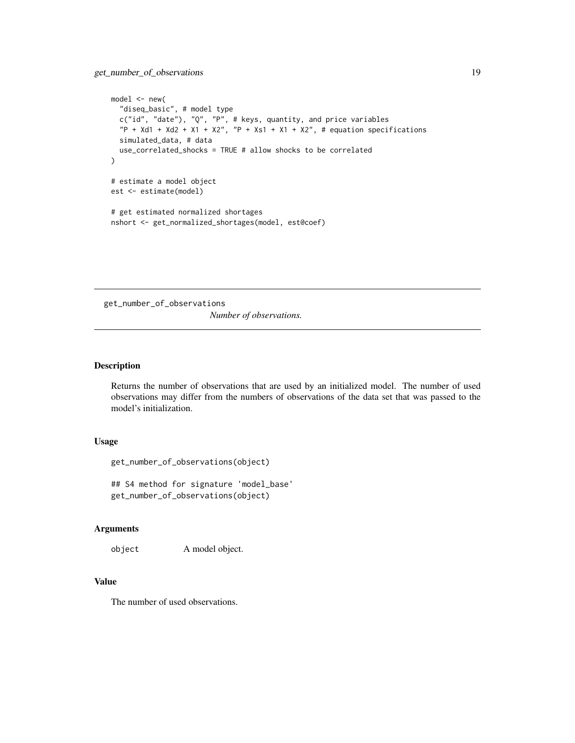```
model <- new(
  "diseq_basic", # model type
  c("id", "date"), "Q", "P", # keys, quantity, and price variables
  "P + Xd1 + Xd2 + X1 + X2", "P + Xs1 + X1 + X2", # equation specifications
  simulated_data, # data
  use_correlated_shocks = TRUE # allow shocks to be correlated
)

# estimate a model object
est <- estimate(model)

# get estimated normalized shortages
nshort <- get_normalized_shortages(model, est@coef)
```

---

## get_number_of_observations    *Number of observations.*

---

### Description

Returns the number of observations that are used by an initialized model. The number of used observations may differ from the numbers of observations of the data set that was passed to the model's initialization.

### Usage

```
get_number_of_observations(object)

## S4 method for signature 'model_base'
get_number_of_observations(object)
```

### Arguments

| | |
|---|---|
| `object` | A model object. |

### Value

The number of used observations.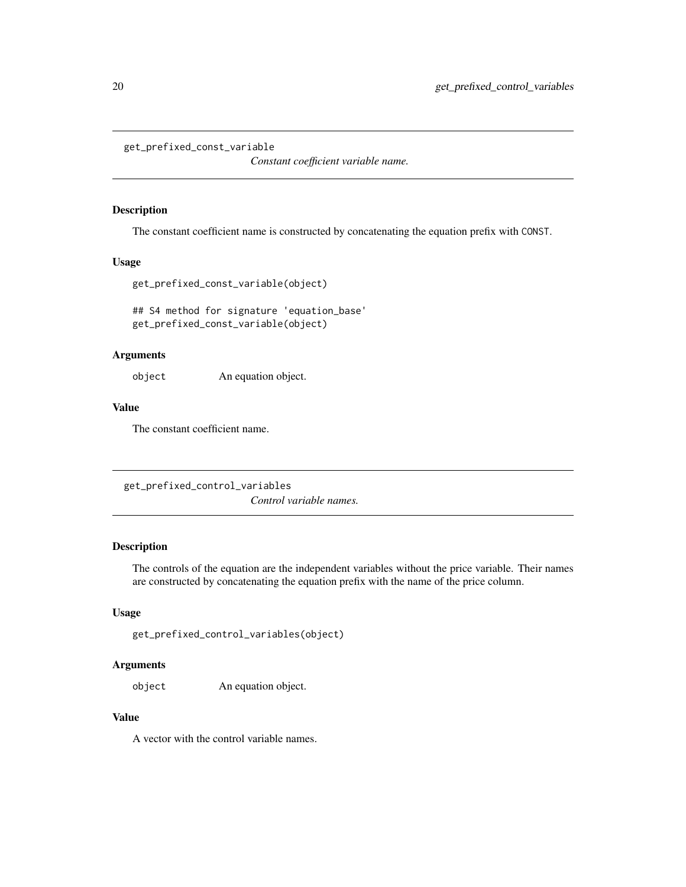## get_prefixed_const_variable

*Constant coefficient variable name.*

### Description

The constant coefficient name is constructed by concatenating the equation prefix with `CONST`.

### Usage

```
get_prefixed_const_variable(object)

## S4 method for signature 'equation_base'
get_prefixed_const_variable(object)
```

### Arguments

| | |
|---|---|
| `object` | An equation object. |

### Value

The constant coefficient name.

## get_prefixed_control_variables

*Control variable names.*

### Description

The controls of the equation are the independent variables without the price variable. Their names are constructed by concatenating the equation prefix with the name of the price column.

### Usage

```
get_prefixed_control_variables(object)
```

### Arguments

| | |
|---|---|
| `object` | An equation object. |

### Value

A vector with the control variable names.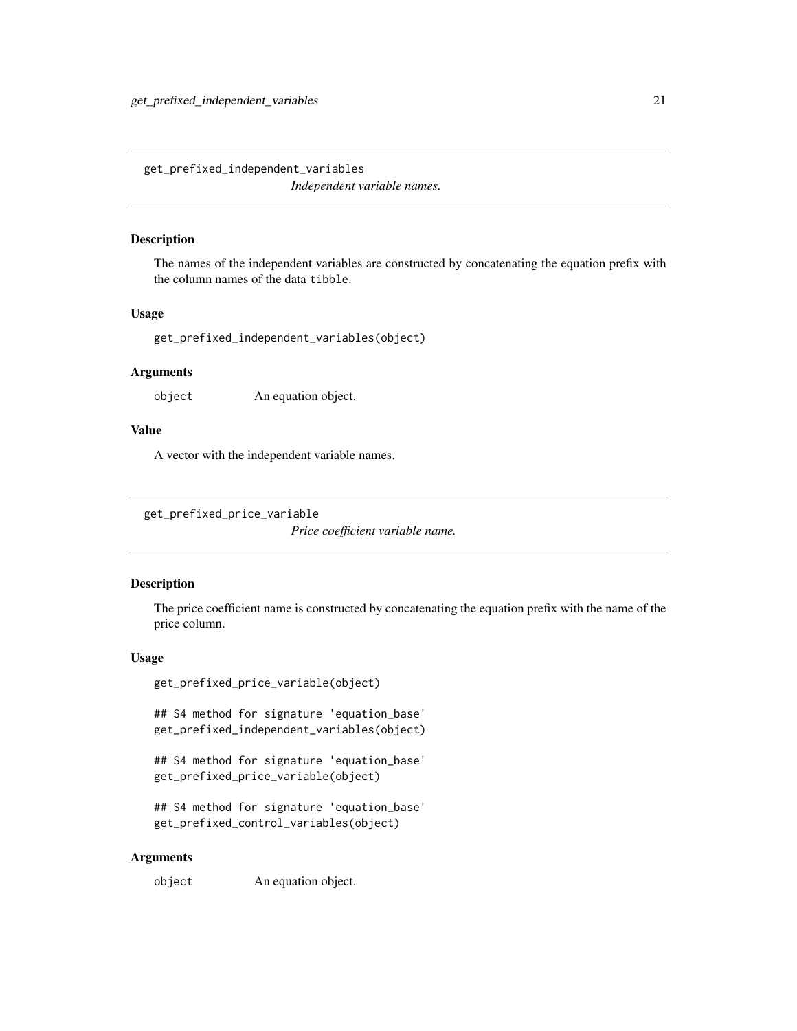## get_prefixed_independent_variables

*Independent variable names.*

### Description

The names of the independent variables are constructed by concatenating the equation prefix with the column names of the data `tibble`.

### Usage

```
get_prefixed_independent_variables(object)
```

### Arguments

`object` An equation object.

### Value

A vector with the independent variable names.

## get_prefixed_price_variable

*Price coefficient variable name.*

### Description

The price coefficient name is constructed by concatenating the equation prefix with the name of the price column.

### Usage

```
get_prefixed_price_variable(object)

## S4 method for signature 'equation_base'
get_prefixed_independent_variables(object)

## S4 method for signature 'equation_base'
get_prefixed_price_variable(object)

## S4 method for signature 'equation_base'
get_prefixed_control_variables(object)
```

### Arguments

`object` An equation object.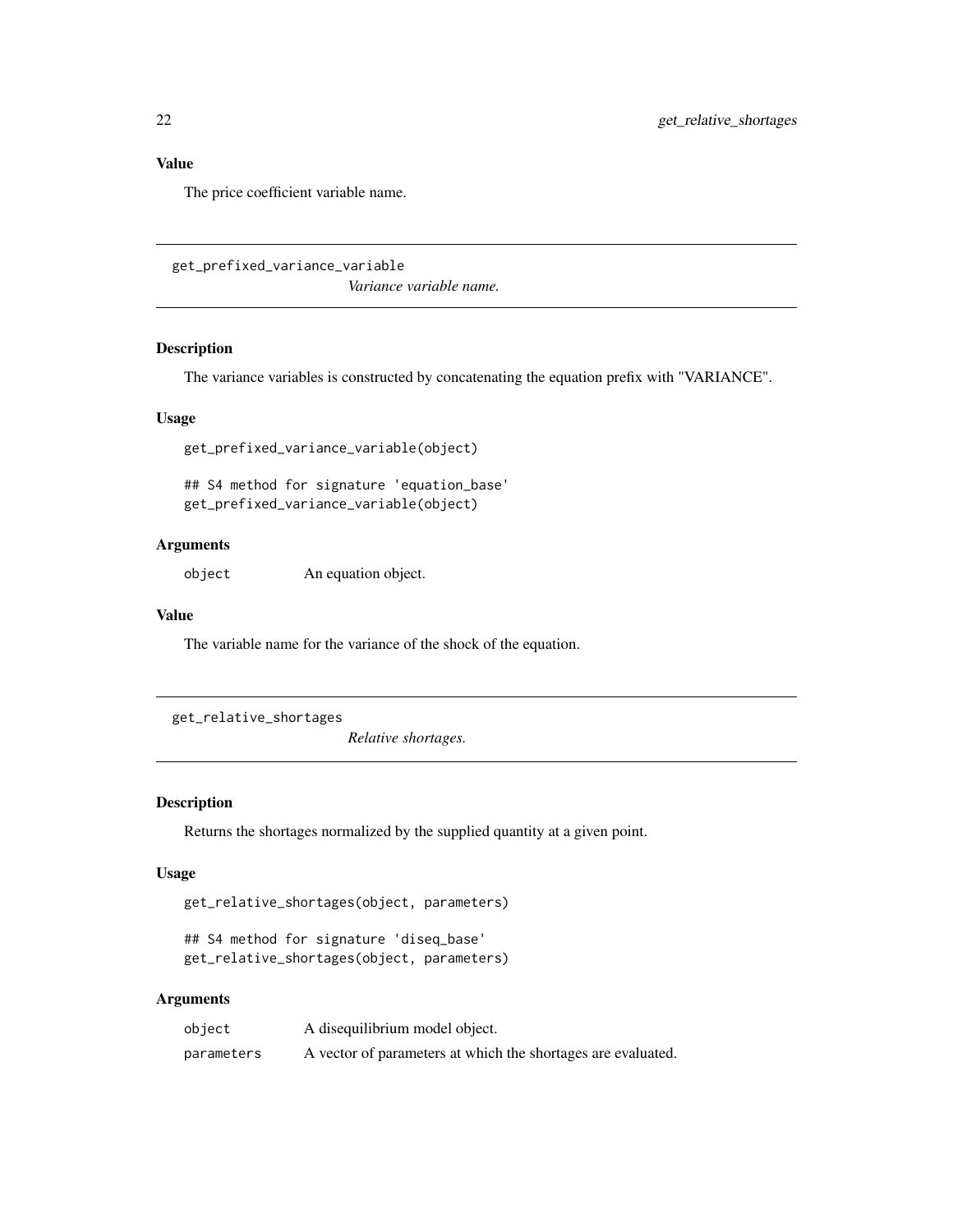## Value

The price coefficient variable name.

---

## get_prefixed_variance_variable

*Variance variable name.*

### Description

The variance variables is constructed by concatenating the equation prefix with "VARIANCE".

### Usage

```
get_prefixed_variance_variable(object)

## S4 method for signature 'equation_base'
get_prefixed_variance_variable(object)
```

### Arguments

| | |
|---|---|
| `object` | An equation object. |

### Value

The variable name for the variance of the shock of the equation.

---

## get_relative_shortages

*Relative shortages.*

### Description

Returns the shortages normalized by the supplied quantity at a given point.

### Usage

```
get_relative_shortages(object, parameters)

## S4 method for signature 'diseq_base'
get_relative_shortages(object, parameters)
```

### Arguments

| | |
|---|---|
| `object` | A disequilibrium model object. |
| `parameters` | A vector of parameters at which the shortages are evaluated. |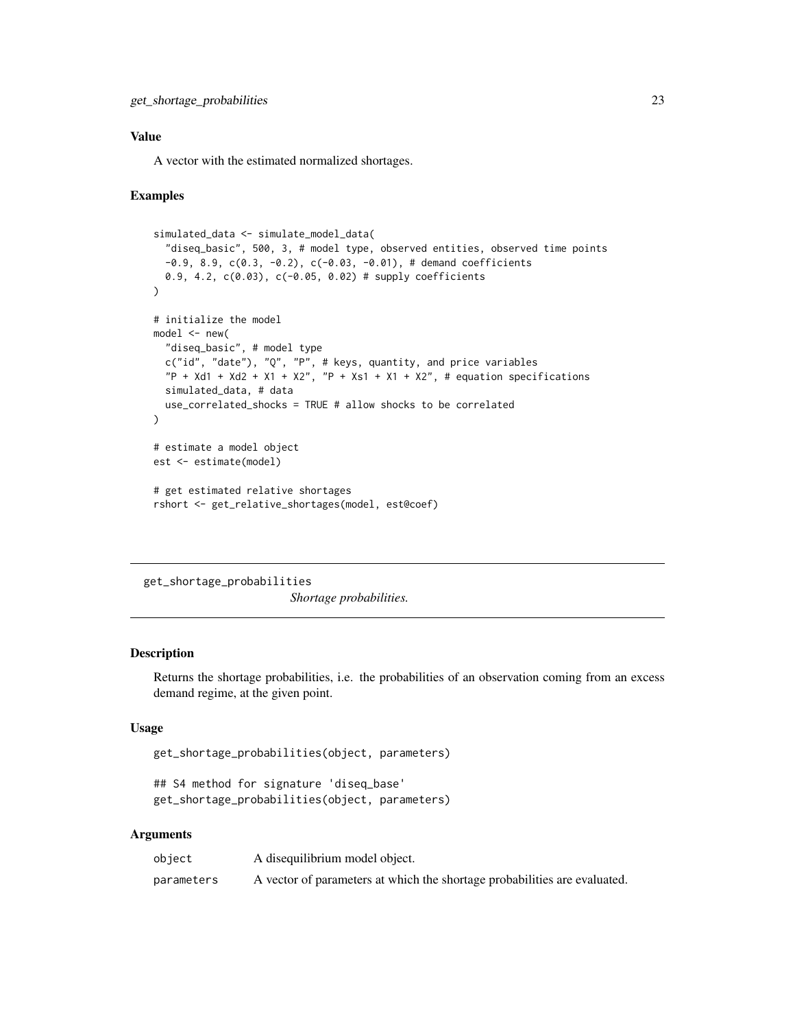### Value

A vector with the estimated normalized shortages.

### Examples

```
simulated_data <- simulate_model_data(
  "diseq_basic", 500, 3, # model type, observed entities, observed time points
  -0.9, 8.9, c(0.3, -0.2), c(-0.03, -0.01), # demand coefficients
  0.9, 4.2, c(0.03), c(-0.05, 0.02) # supply coefficients
)

# initialize the model
model <- new(
  "diseq_basic", # model type
  c("id", "date"), "Q", "P", # keys, quantity, and price variables
  "P + Xd1 + Xd2 + X1 + X2", "P + Xs1 + X1 + X2", # equation specifications
  simulated_data, # data
  use_correlated_shocks = TRUE # allow shocks to be correlated
)

# estimate a model object
est <- estimate(model)

# get estimated relative shortages
rshort <- get_relative_shortages(model, est@coef)
```

---

## get_shortage_probabilities    *Shortage probabilities.*

### Description

Returns the shortage probabilities, i.e. the probabilities of an observation coming from an excess demand regime, at the given point.

### Usage

```
get_shortage_probabilities(object, parameters)

## S4 method for signature 'diseq_base'
get_shortage_probabilities(object, parameters)
```

### Arguments

| | |
|---|---|
| object | A disequilibrium model object. |
| parameters | A vector of parameters at which the shortage probabilities are evaluated. |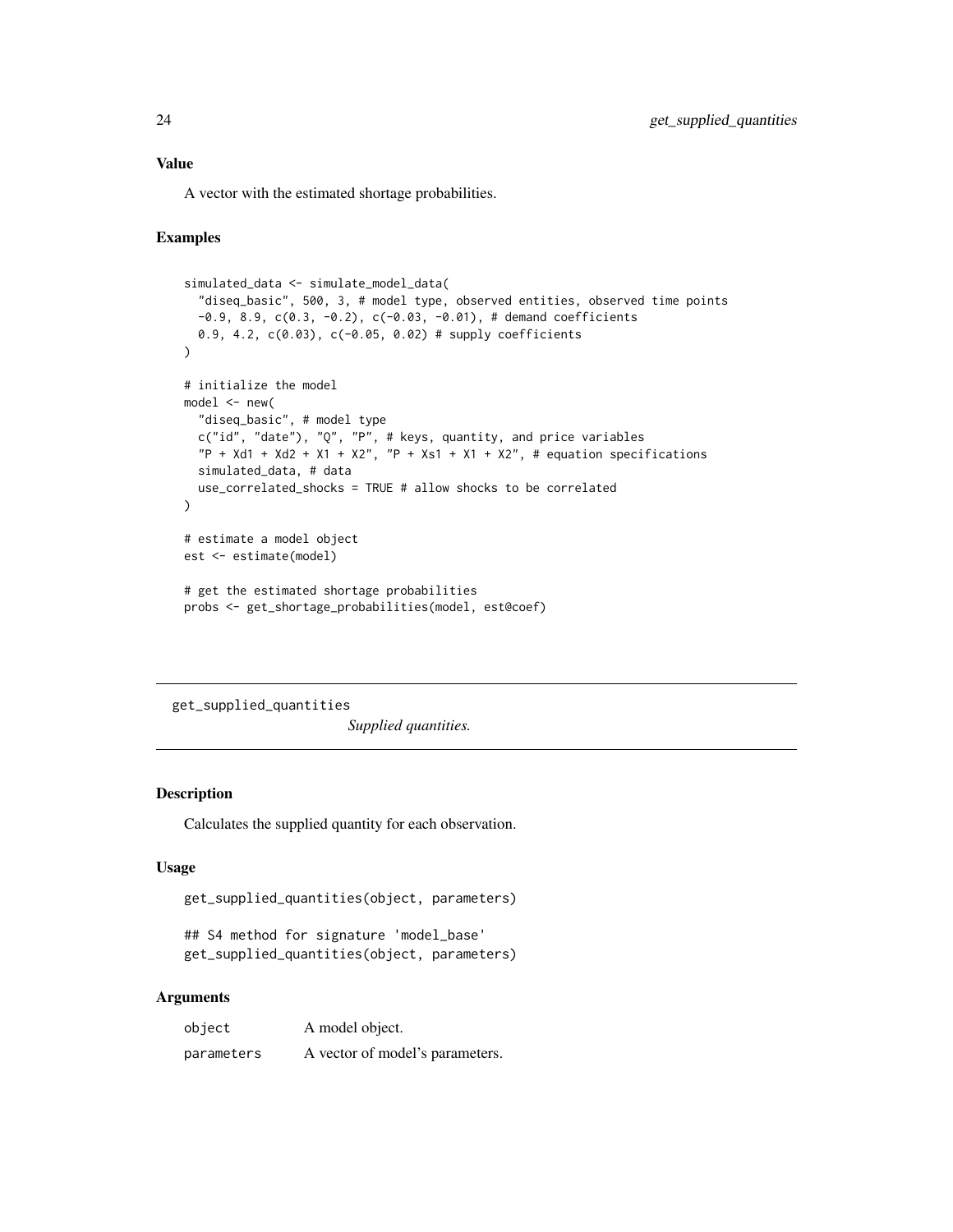### Value

A vector with the estimated shortage probabilities.

### Examples

```
simulated_data <- simulate_model_data(
  "diseq_basic", 500, 3, # model type, observed entities, observed time points
  -0.9, 8.9, c(0.3, -0.2), c(-0.03, -0.01), # demand coefficients
  0.9, 4.2, c(0.03), c(-0.05, 0.02) # supply coefficients
)

# initialize the model
model <- new(
  "diseq_basic", # model type
  c("id", "date"), "Q", "P", # keys, quantity, and price variables
  "P + Xd1 + Xd2 + X1 + X2", "P + Xs1 + X1 + X2", # equation specifications
  simulated_data, # data
  use_correlated_shocks = TRUE # allow shocks to be correlated
)

# estimate a model object
est <- estimate(model)

# get the estimated shortage probabilities
probs <- get_shortage_probabilities(model, est@coef)
```

---

## get_supplied_quantities    *Supplied quantities.*

---

### Description

Calculates the supplied quantity for each observation.

### Usage

```
get_supplied_quantities(object, parameters)

## S4 method for signature 'model_base'
get_supplied_quantities(object, parameters)
```

### Arguments

| | |
|---|---|
| object | A model object. |
| parameters | A vector of model's parameters. |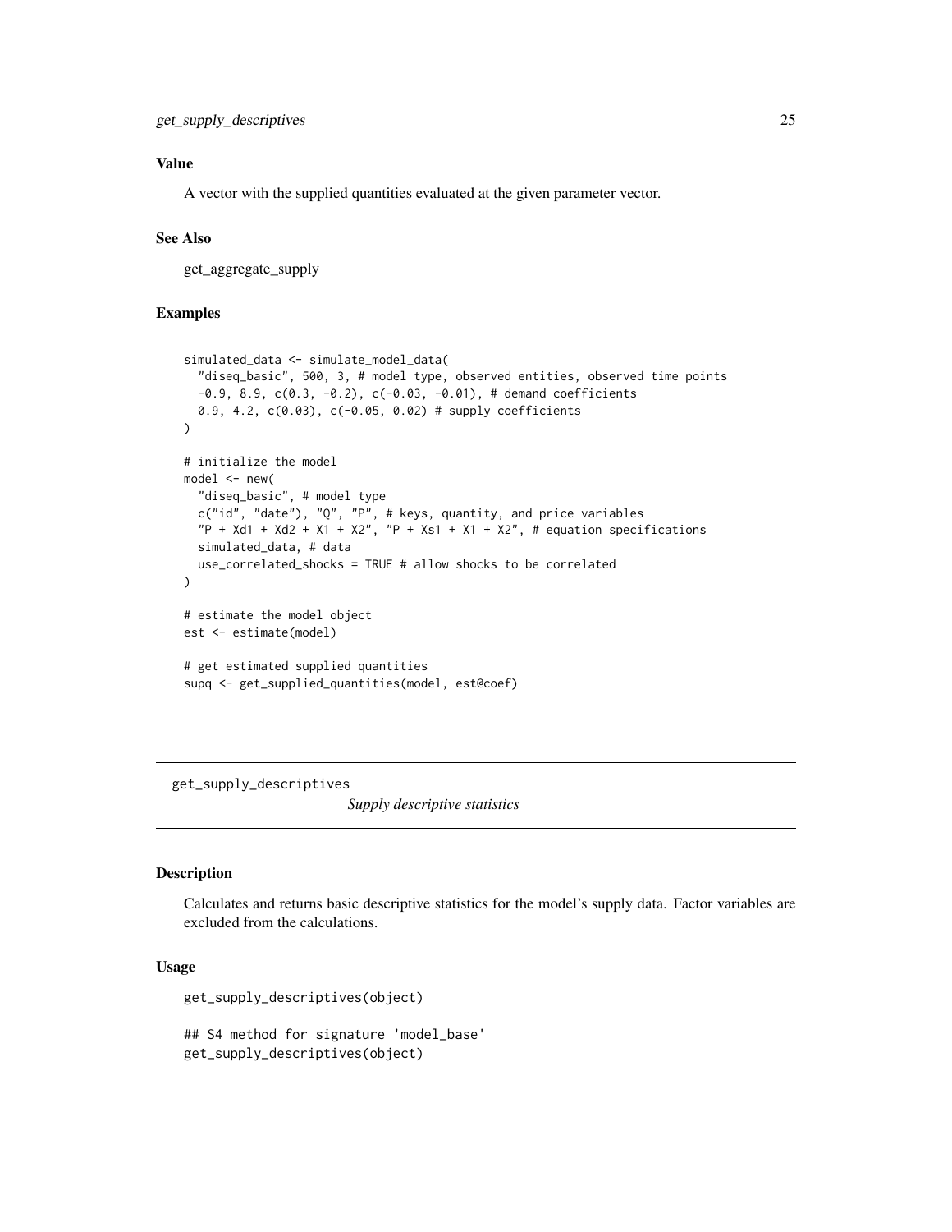### Value

A vector with the supplied quantities evaluated at the given parameter vector.

### See Also

get_aggregate_supply

### Examples

```
simulated_data <- simulate_model_data(
  "diseq_basic", 500, 3, # model type, observed entities, observed time points
  -0.9, 8.9, c(0.3, -0.2), c(-0.03, -0.01), # demand coefficients
  0.9, 4.2, c(0.03), c(-0.05, 0.02) # supply coefficients
)

# initialize the model
model <- new(
  "diseq_basic", # model type
  c("id", "date"), "Q", "P", # keys, quantity, and price variables
  "P + Xd1 + Xd2 + X1 + X2", "P + Xs1 + X1 + X2", # equation specifications
  simulated_data, # data
  use_correlated_shocks = TRUE # allow shocks to be correlated
)

# estimate the model object
est <- estimate(model)

# get estimated supplied quantities
supq <- get_supplied_quantities(model, est@coef)
```

---

## get_supply_descriptives    *Supply descriptive statistics*

### Description

Calculates and returns basic descriptive statistics for the model's supply data. Factor variables are excluded from the calculations.

### Usage

```
get_supply_descriptives(object)

## S4 method for signature 'model_base'
get_supply_descriptives(object)
```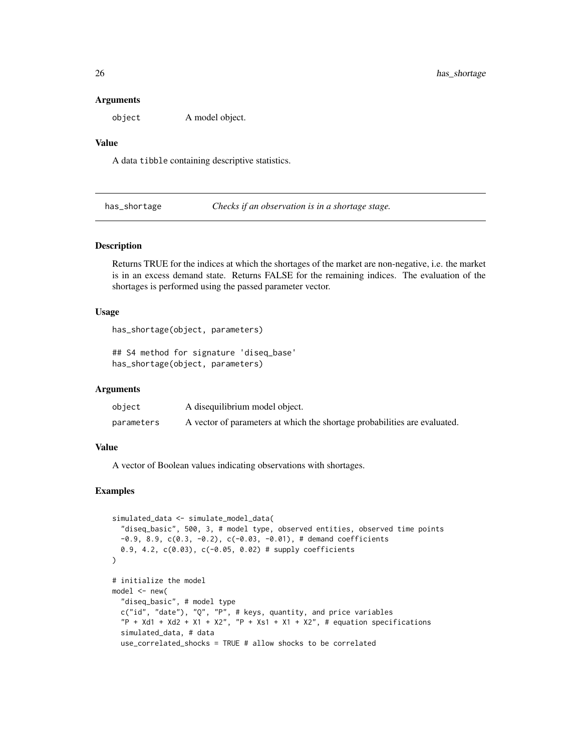### Arguments

object A model object.

### Value

A data tibble containing descriptive statistics.

## has_shortage *Checks if an observation is in a shortage stage.*

### Description

Returns TRUE for the indices at which the shortages of the market are non-negative, i.e. the market is in an excess demand state. Returns FALSE for the remaining indices. The evaluation of the shortages is performed using the passed parameter vector.

### Usage

```
has_shortage(object, parameters)

## S4 method for signature 'diseq_base'
has_shortage(object, parameters)
```

### Arguments

| | |
|---|---|
| object | A disequilibrium model object. |
| parameters | A vector of parameters at which the shortage probabilities are evaluated. |

### Value

A vector of Boolean values indicating observations with shortages.

### Examples

```
simulated_data <- simulate_model_data(
  "diseq_basic", 500, 3, # model type, observed entities, observed time points
  -0.9, 8.9, c(0.3, -0.2), c(-0.03, -0.01), # demand coefficients
  0.9, 4.2, c(0.03), c(-0.05, 0.02) # supply coefficients
)

# initialize the model
model <- new(
  "diseq_basic", # model type
  c("id", "date"), "Q", "P", # keys, quantity, and price variables
  "P + Xd1 + Xd2 + X1 + X2", "P + Xs1 + X1 + X2", # equation specifications
  simulated_data, # data
  use_correlated_shocks = TRUE # allow shocks to be correlated
```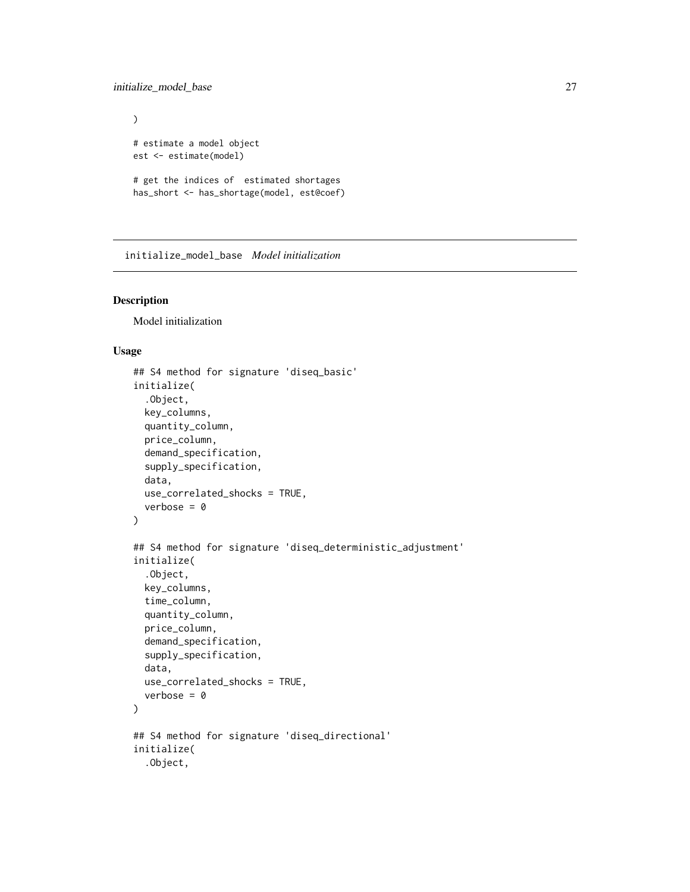```
)

# estimate a model object
est <- estimate(model)

# get the indices of  estimated shortages
has_short <- has_shortage(model, est@coef)
```

## initialize_model_base    *Model initialization*

### Description

Model initialization

### Usage

```
## S4 method for signature 'diseq_basic'
initialize(
  .Object,
  key_columns,
  quantity_column,
  price_column,
  demand_specification,
  supply_specification,
  data,
  use_correlated_shocks = TRUE,
  verbose = 0
)

## S4 method for signature 'diseq_deterministic_adjustment'
initialize(
  .Object,
  key_columns,
  time_column,
  quantity_column,
  price_column,
  demand_specification,
  supply_specification,
  data,
  use_correlated_shocks = TRUE,
  verbose = 0
)

## S4 method for signature 'diseq_directional'
initialize(
  .Object,
```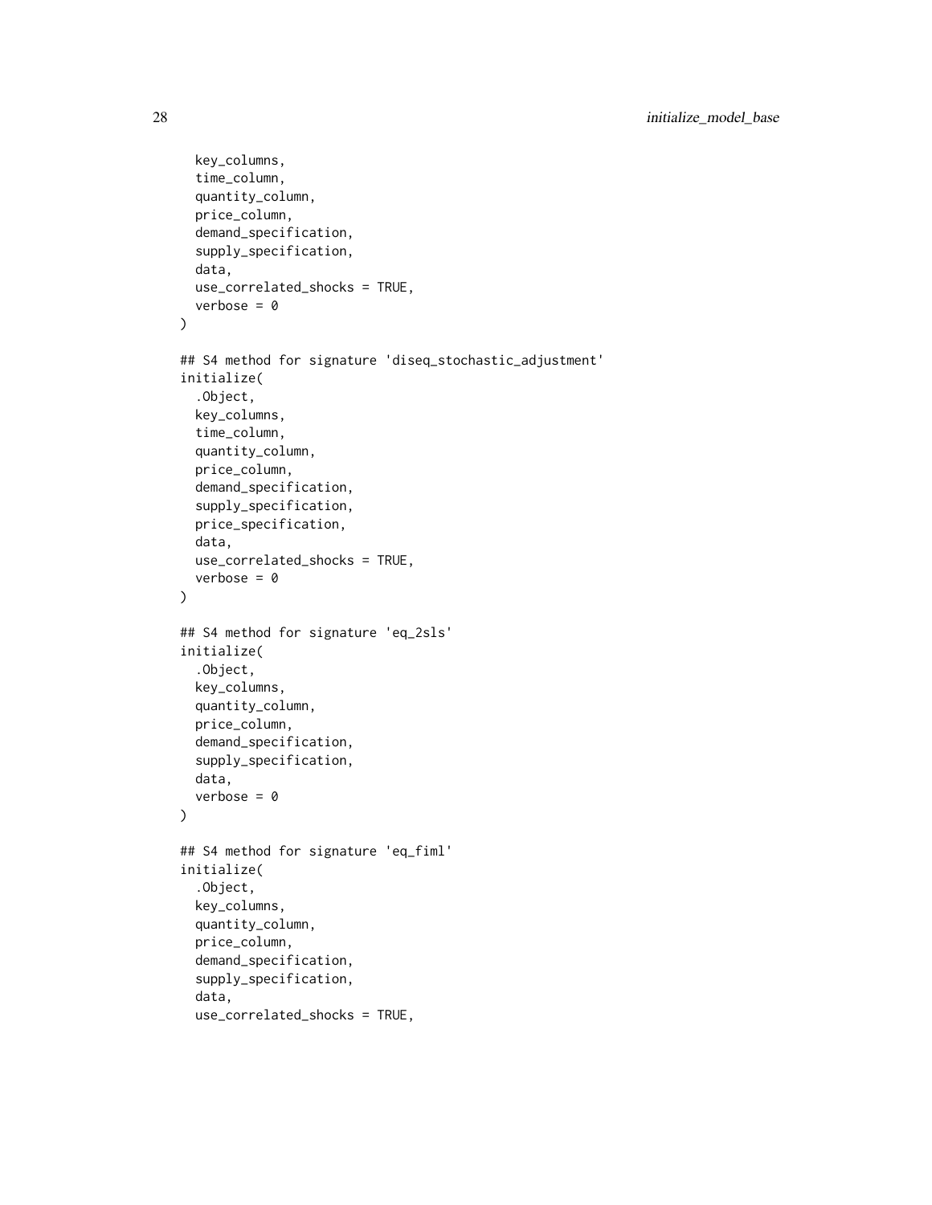```
  key_columns,
  time_column,
  quantity_column,
  price_column,
  demand_specification,
  supply_specification,
  data,
  use_correlated_shocks = TRUE,
  verbose = 0
)

## S4 method for signature 'diseq_stochastic_adjustment'
initialize(
  .Object,
  key_columns,
  time_column,
  quantity_column,
  price_column,
  demand_specification,
  supply_specification,
  price_specification,
  data,
  use_correlated_shocks = TRUE,
  verbose = 0
)

## S4 method for signature 'eq_2sls'
initialize(
  .Object,
  key_columns,
  quantity_column,
  price_column,
  demand_specification,
  supply_specification,
  data,
  verbose = 0
)

## S4 method for signature 'eq_fiml'
initialize(
  .Object,
  key_columns,
  quantity_column,
  price_column,
  demand_specification,
  supply_specification,
  data,
  use_correlated_shocks = TRUE,
```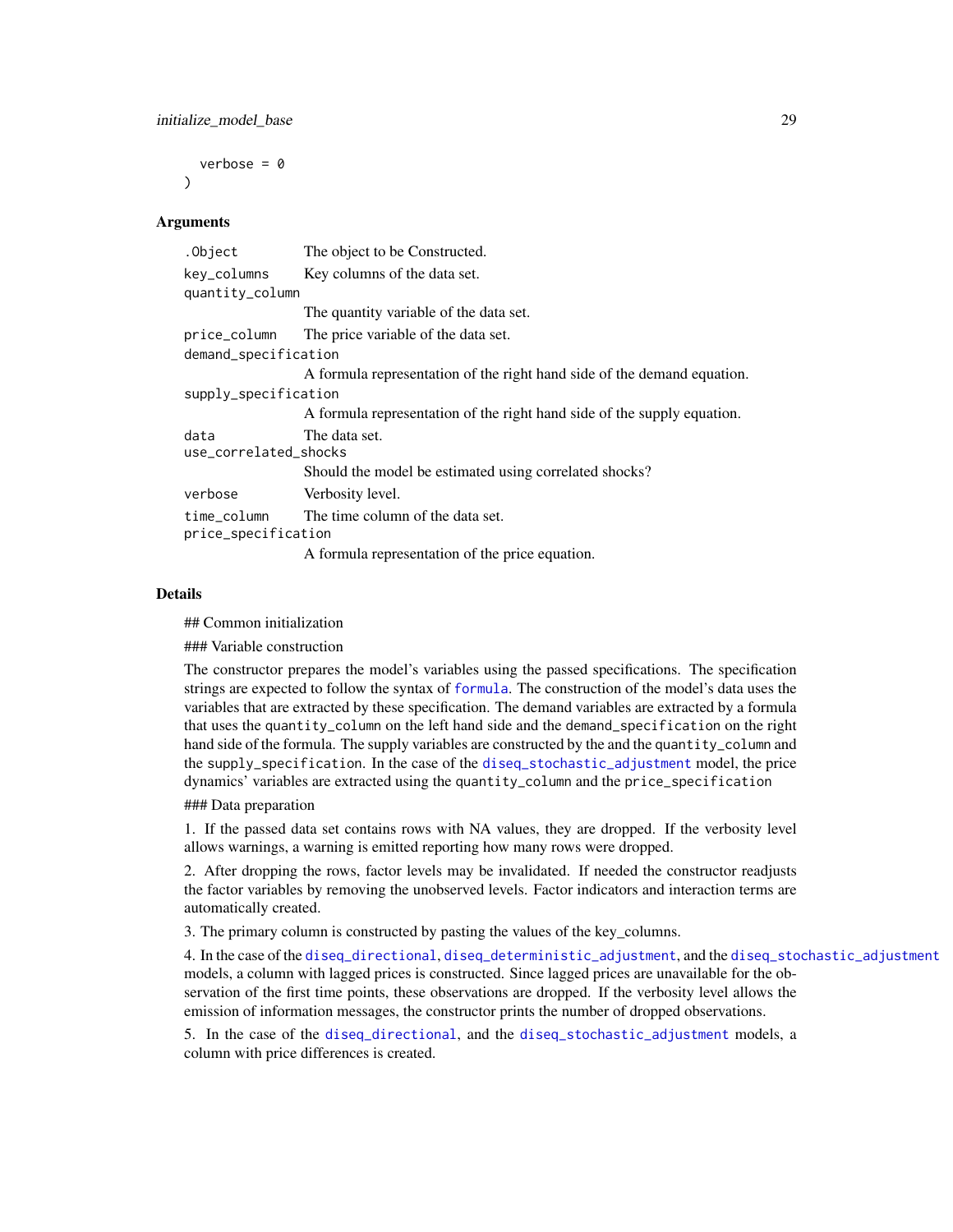```
  verbose = 0
)
```

**Arguments**

| | |
|---|---|
| `.Object` | The object to be Constructed. |
| `key_columns` | Key columns of the data set. |
| `quantity_column` | The quantity variable of the data set. |
| `price_column` | The price variable of the data set. |
| `demand_specification` | A formula representation of the right hand side of the demand equation. |
| `supply_specification` | A formula representation of the right hand side of the supply equation. |
| `data` | The data set. |
| `use_correlated_shocks` | Should the model be estimated using correlated shocks? |
| `verbose` | Verbosity level. |
| `time_column` | The time column of the data set. |
| `price_specification` | A formula representation of the price equation. |

**Details**

## Common initialization

### Variable construction

The constructor prepares the model's variables using the passed specifications. The specification strings are expected to follow the syntax of `formula`. The construction of the model's data uses the variables that are extracted by these specification. The demand variables are extracted by a formula that uses the `quantity_column` on the left hand side and the `demand_specification` on the right hand side of the formula. The supply variables are constructed by the and the `quantity_column` and the `supply_specification`. In the case of the `diseq_stochastic_adjustment` model, the price dynamics' variables are extracted using the `quantity_column` and the `price_specification`

### Data preparation

1. If the passed data set contains rows with NA values, they are dropped. If the verbosity level allows warnings, a warning is emitted reporting how many rows were dropped.

2. After dropping the rows, factor levels may be invalidated. If needed the constructor readjusts the factor variables by removing the unobserved levels. Factor indicators and interaction terms are automatically created.

3. The primary column is constructed by pasting the values of the key_columns.

4. In the case of the `diseq_directional`, `diseq_deterministic_adjustment`, and the `diseq_stochastic_adjustment` models, a column with lagged prices is constructed. Since lagged prices are unavailable for the observation of the first time points, these observations are dropped. If the verbosity level allows the emission of information messages, the constructor prints the number of dropped observations.

5. In the case of the `diseq_directional`, and the `diseq_stochastic_adjustment` models, a column with price differences is created.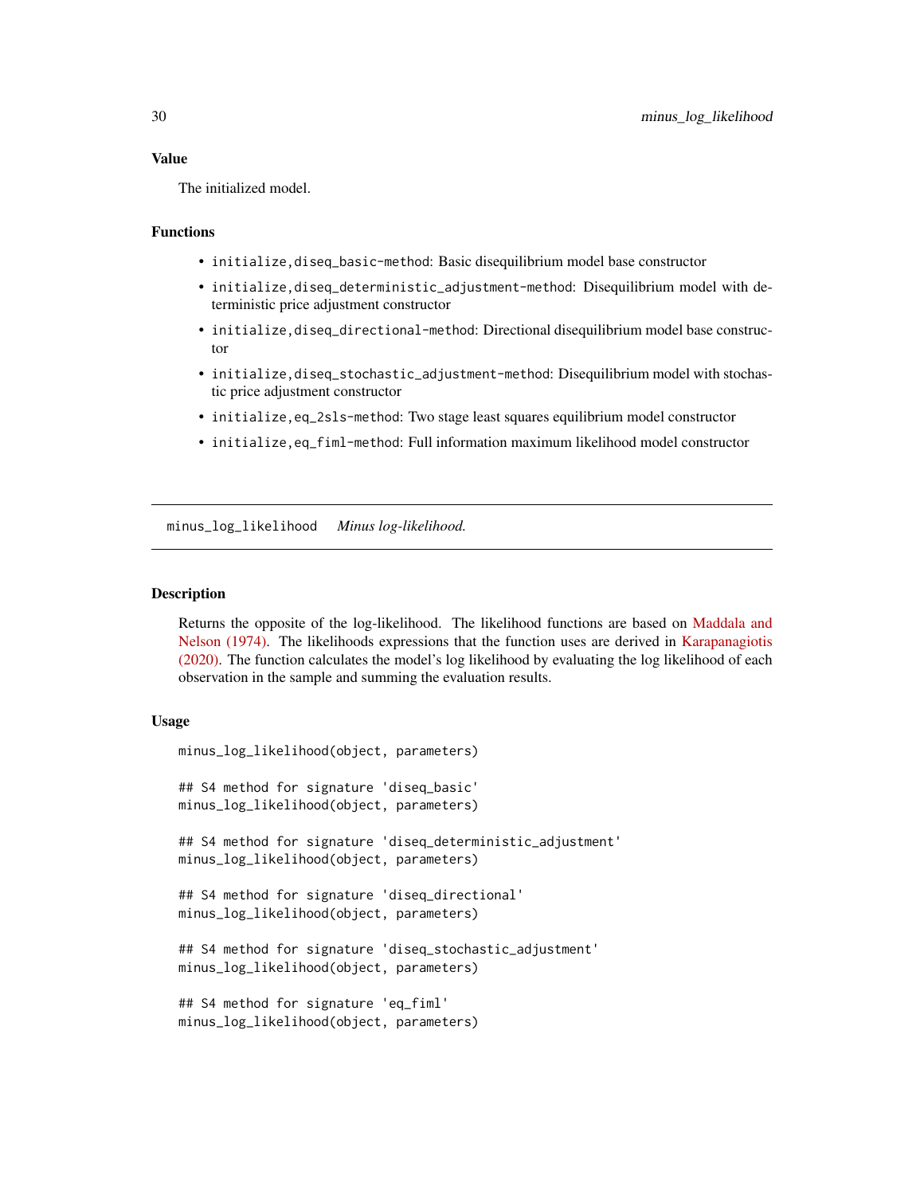### Value

The initialized model.

### Functions

- `initialize,diseq_basic-method`: Basic disequilibrium model base constructor
- `initialize,diseq_deterministic_adjustment-method`: Disequilibrium model with deterministic price adjustment constructor
- `initialize,diseq_directional-method`: Directional disequilibrium model base constructor
- `initialize,diseq_stochastic_adjustment-method`: Disequilibrium model with stochastic price adjustment constructor
- `initialize,eq_2sls-method`: Two stage least squares equilibrium model constructor
- `initialize,eq_fiml-method`: Full information maximum likelihood model constructor

---

## minus_log_likelihood *Minus log-likelihood.*

---

### Description

Returns the opposite of the log-likelihood. The likelihood functions are based on Maddala and Nelson (1974). The likelihoods expressions that the function uses are derived in Karapanagiotis (2020). The function calculates the model's log likelihood by evaluating the log likelihood of each observation in the sample and summing the evaluation results.

### Usage

```
minus_log_likelihood(object, parameters)

## S4 method for signature 'diseq_basic'
minus_log_likelihood(object, parameters)

## S4 method for signature 'diseq_deterministic_adjustment'
minus_log_likelihood(object, parameters)

## S4 method for signature 'diseq_directional'
minus_log_likelihood(object, parameters)

## S4 method for signature 'diseq_stochastic_adjustment'
minus_log_likelihood(object, parameters)

## S4 method for signature 'eq_fiml'
minus_log_likelihood(object, parameters)
```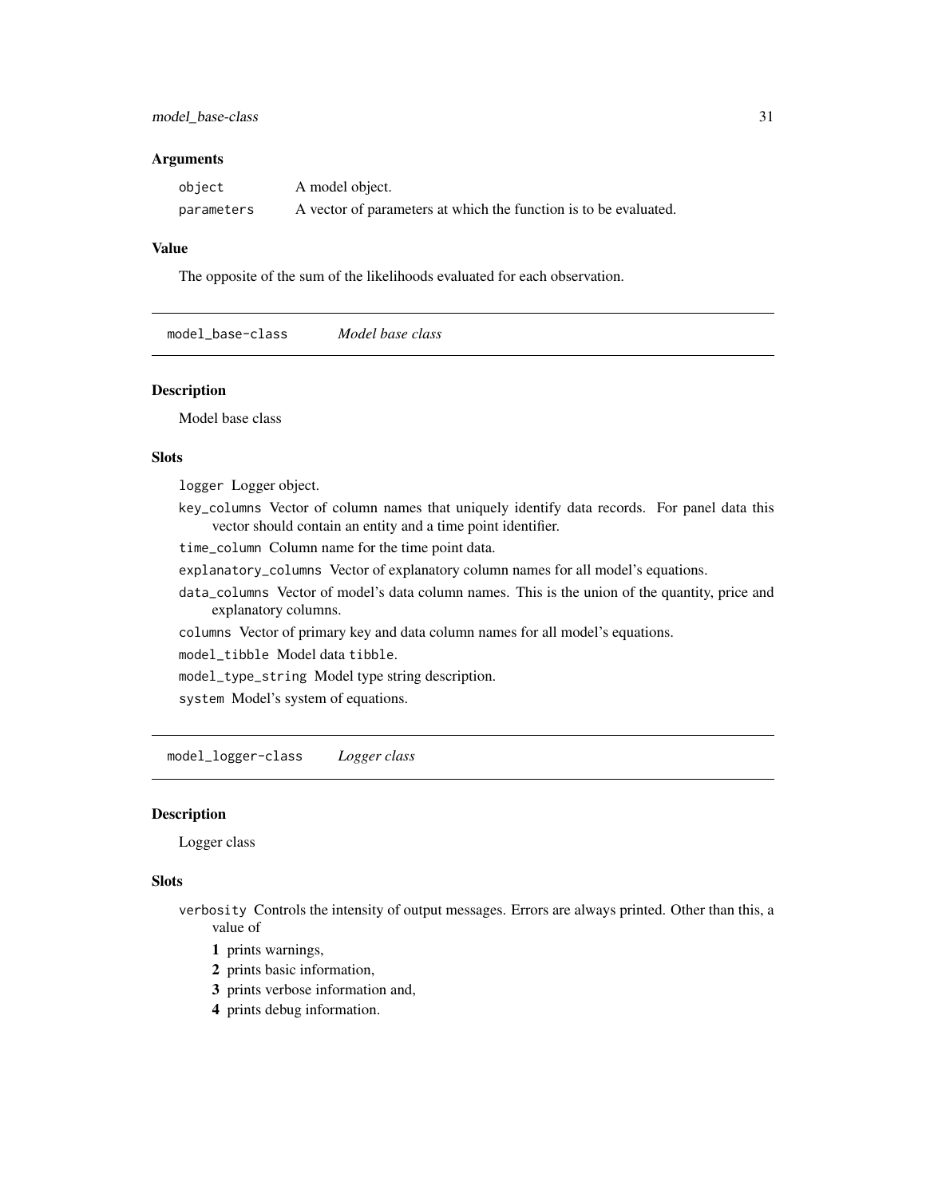### Arguments

| | |
|---|---|
| object | A model object. |
| parameters | A vector of parameters at which the function is to be evaluated. |

### Value

The opposite of the sum of the likelihoods evaluated for each observation.

---

## model_base-class    *Model base class*

### Description

Model base class

### Slots

- `logger` Logger object.
- `key_columns` Vector of column names that uniquely identify data records. For panel data this vector should contain an entity and a time point identifier.
- `time_column` Column name for the time point data.
- `explanatory_columns` Vector of explanatory column names for all model's equations.
- `data_columns` Vector of model's data column names. This is the union of the quantity, price and explanatory columns.
- `columns` Vector of primary key and data column names for all model's equations.
- `model_tibble` Model data `tibble`.
- `model_type_string` Model type string description.
- `system` Model's system of equations.

---

## model_logger-class    *Logger class*

### Description

Logger class

### Slots

- `verbosity` Controls the intensity of output messages. Errors are always printed. Other than this, a value of
  - **1** prints warnings,
  - **2** prints basic information,
  - **3** prints verbose information and,
  - **4** prints debug information.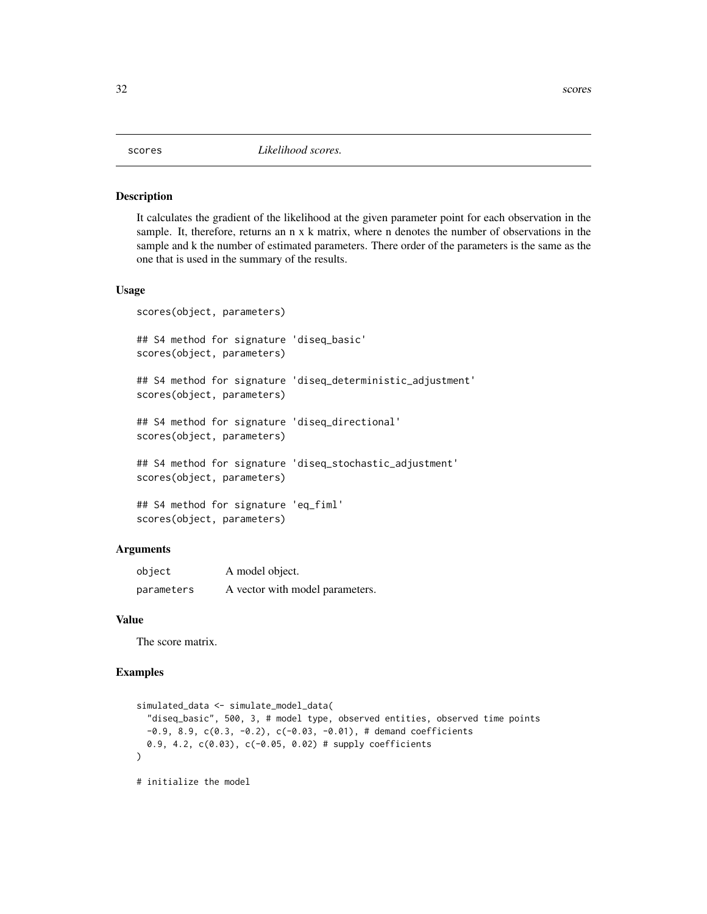# scores — *Likelihood scores.*

## Description

It calculates the gradient of the likelihood at the given parameter point for each observation in the sample. It, therefore, returns an n x k matrix, where n denotes the number of observations in the sample and k the number of estimated parameters. There order of the parameters is the same as the one that is used in the summary of the results.

## Usage

```
scores(object, parameters)

## S4 method for signature 'diseq_basic'
scores(object, parameters)

## S4 method for signature 'diseq_deterministic_adjustment'
scores(object, parameters)

## S4 method for signature 'diseq_directional'
scores(object, parameters)

## S4 method for signature 'diseq_stochastic_adjustment'
scores(object, parameters)

## S4 method for signature 'eq_fiml'
scores(object, parameters)
```

## Arguments

| | |
|---|---|
| object | A model object. |
| parameters | A vector with model parameters. |

## Value

The score matrix.

## Examples

```
simulated_data <- simulate_model_data(
  "diseq_basic", 500, 3, # model type, observed entities, observed time points
  -0.9, 8.9, c(0.3, -0.2), c(-0.03, -0.01), # demand coefficients
  0.9, 4.2, c(0.03), c(-0.05, 0.02) # supply coefficients
)

# initialize the model
```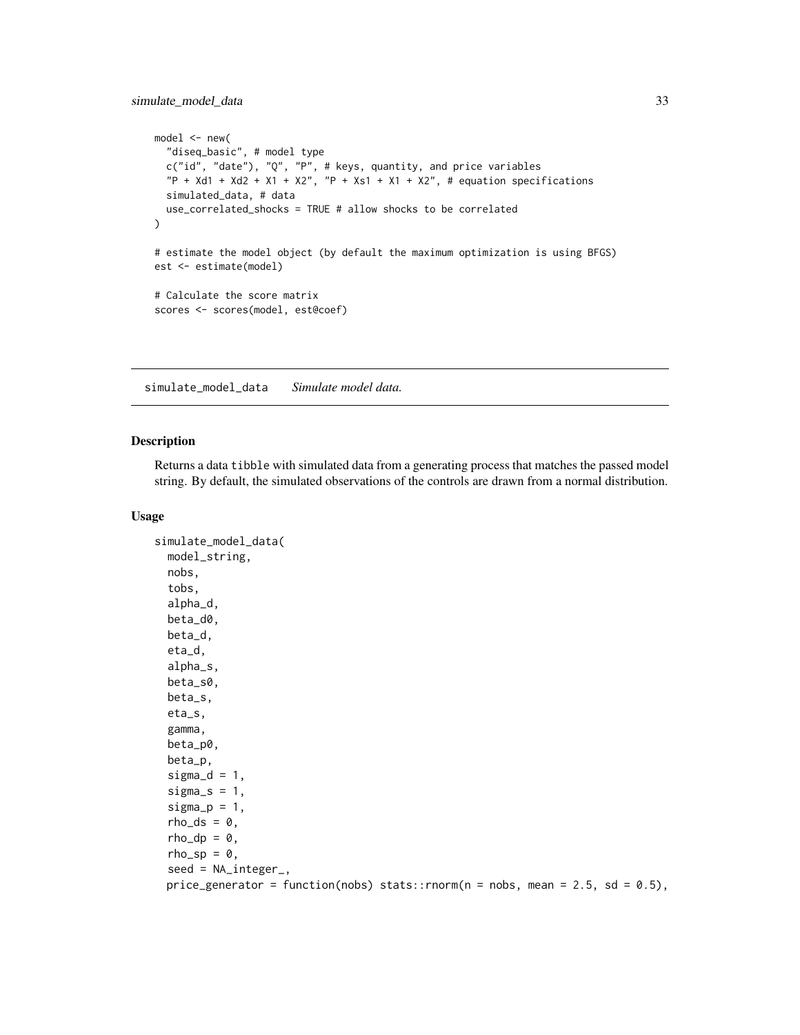```
model <- new(
  "diseq_basic", # model type
  c("id", "date"), "Q", "P", # keys, quantity, and price variables
  "P + Xd1 + Xd2 + X1 + X2", "P + Xs1 + X1 + X2", # equation specifications
  simulated_data, # data
  use_correlated_shocks = TRUE # allow shocks to be correlated
)

# estimate the model object (by default the maximum optimization is using BFGS)
est <- estimate(model)

# Calculate the score matrix
scores <- scores(model, est@coef)
```

## simulate_model_data *Simulate model data.*

### Description

Returns a data tibble with simulated data from a generating process that matches the passed model string. By default, the simulated observations of the controls are drawn from a normal distribution.

### Usage

```
simulate_model_data(
  model_string,
  nobs,
  tobs,
  alpha_d,
  beta_d0,
  beta_d,
  eta_d,
  alpha_s,
  beta_s0,
  beta_s,
  eta_s,
  gamma,
  beta_p0,
  beta_p,
  sigma_d = 1,
  sigma_s = 1,
  sigma_p = 1,
  rho_ds = 0,
  rho_dp = 0,
  rho_sp = 0,
  seed = NA_integer_,
  price_generator = function(nobs) stats::rnorm(n = nobs, mean = 2.5, sd = 0.5),
```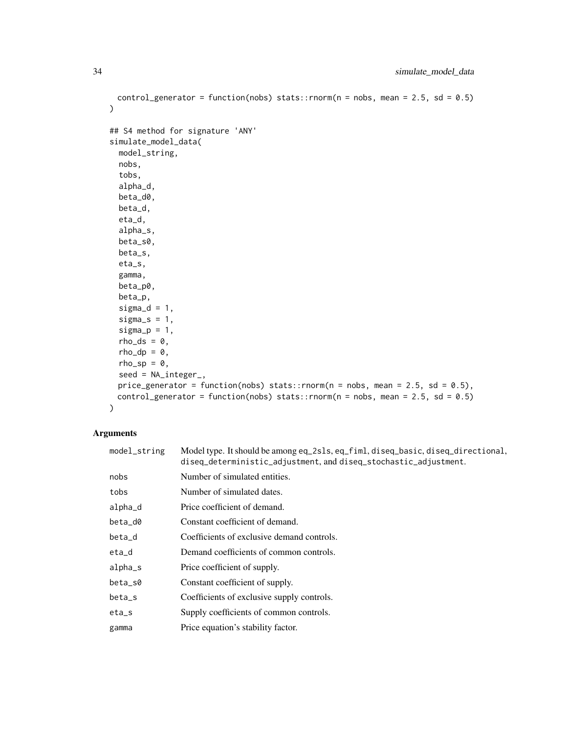```
  control_generator = function(nobs) stats::rnorm(n = nobs, mean = 2.5, sd = 0.5)
)

## S4 method for signature 'ANY'
simulate_model_data(
  model_string,
  nobs,
  tobs,
  alpha_d,
  beta_d0,
  beta_d,
  eta_d,
  alpha_s,
  beta_s0,
  beta_s,
  eta_s,
  gamma,
  beta_p0,
  beta_p,
  sigma_d = 1,
  sigma_s = 1,
  sigma_p = 1,
  rho_ds = 0,
  rho_dp = 0,
  rho_sp = 0,
  seed = NA_integer_,
  price_generator = function(nobs) stats::rnorm(n = nobs, mean = 2.5, sd = 0.5),
  control_generator = function(nobs) stats::rnorm(n = nobs, mean = 2.5, sd = 0.5)
)
```

### Arguments

| | |
|---|---|
| model_string | Model type. It should be among eq_2sls, eq_fiml, diseq_basic, diseq_directional, diseq_deterministic_adjustment, and diseq_stochastic_adjustment. |
| nobs | Number of simulated entities. |
| tobs | Number of simulated dates. |
| alpha_d | Price coefficient of demand. |
| beta_d0 | Constant coefficient of demand. |
| beta_d | Coefficients of exclusive demand controls. |
| eta_d | Demand coefficients of common controls. |
| alpha_s | Price coefficient of supply. |
| beta_s0 | Constant coefficient of supply. |
| beta_s | Coefficients of exclusive supply controls. |
| eta_s | Supply coefficients of common controls. |
| gamma | Price equation's stability factor. |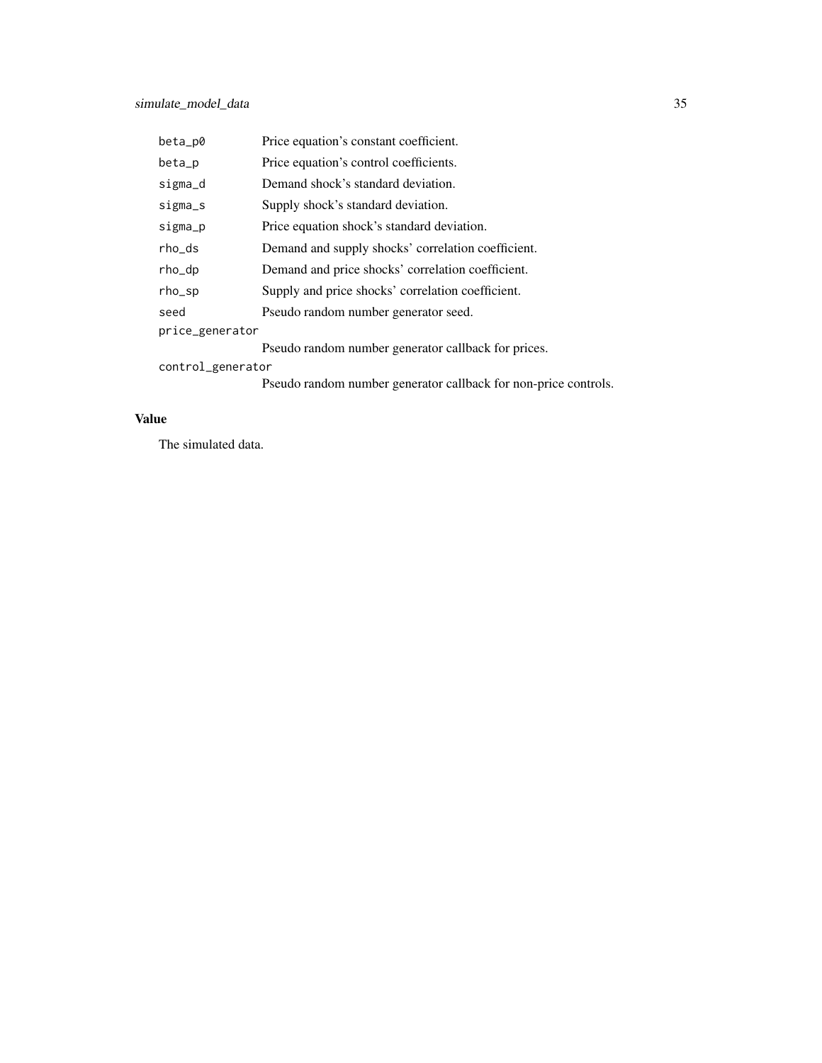| | |
|---|---|
| beta_p0 | Price equation's constant coefficient. |
| beta_p | Price equation's control coefficients. |
| sigma_d | Demand shock's standard deviation. |
| sigma_s | Supply shock's standard deviation. |
| sigma_p | Price equation shock's standard deviation. |
| rho_ds | Demand and supply shocks' correlation coefficient. |
| rho_dp | Demand and price shocks' correlation coefficient. |
| rho_sp | Supply and price shocks' correlation coefficient. |
| seed | Pseudo random number generator seed. |
| price_generator | Pseudo random number generator callback for prices. |
| control_generator | Pseudo random number generator callback for non-price controls. |

### Value

The simulated data.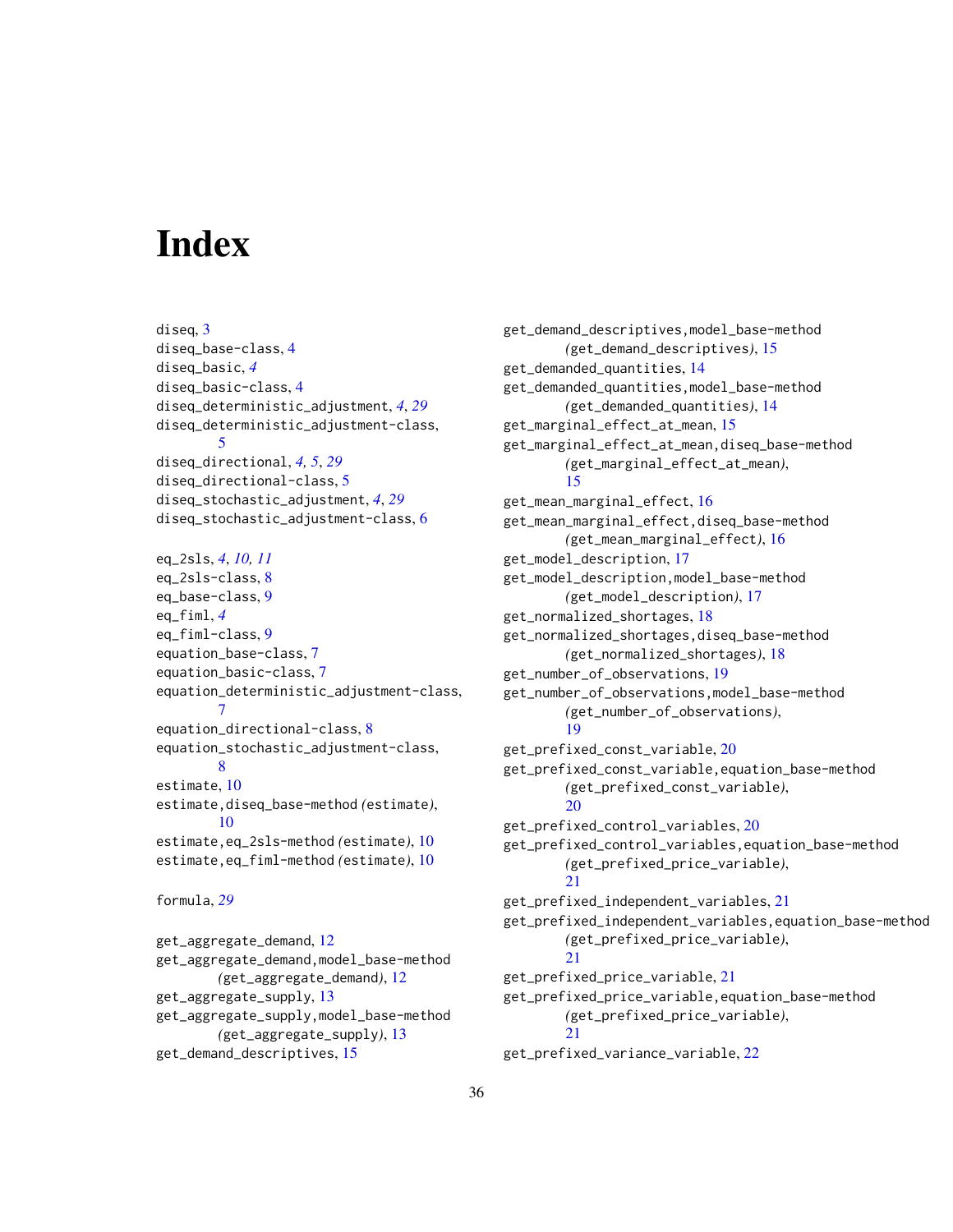# Index

diseq, 3
diseq_base-class, 4
diseq_basic, *4*
diseq_basic-class, 4
diseq_deterministic_adjustment, *4*, *29*
diseq_deterministic_adjustment-class, 5
diseq_directional, *4, 5*, *29*
diseq_directional-class, 5
diseq_stochastic_adjustment, *4*, *29*
diseq_stochastic_adjustment-class, 6

eq_2sls, *4*, *10, 11*
eq_2sls-class, 8
eq_base-class, 9
eq_fiml, *4*
eq_fiml-class, 9
equation_base-class, 7
equation_basic-class, 7
equation_deterministic_adjustment-class, 7
equation_directional-class, 8
equation_stochastic_adjustment-class, 8
estimate, 10
estimate,diseq_base-method *(*estimate*)*, 10
estimate,eq_2sls-method *(*estimate*)*, 10
estimate,eq_fiml-method *(*estimate*)*, 10

formula, *29*

get_aggregate_demand, 12
get_aggregate_demand,model_base-method *(*get_aggregate_demand*)*, 12
get_aggregate_supply, 13
get_aggregate_supply,model_base-method *(*get_aggregate_supply*)*, 13
get_demand_descriptives, 15
get_demand_descriptives,model_base-method *(*get_demand_descriptives*)*, 15
get_demanded_quantities, 14
get_demanded_quantities,model_base-method *(*get_demanded_quantities*)*, 14
get_marginal_effect_at_mean, 15
get_marginal_effect_at_mean,diseq_base-method *(*get_marginal_effect_at_mean*)*, 15
get_mean_marginal_effect, 16
get_mean_marginal_effect,diseq_base-method *(*get_mean_marginal_effect*)*, 16
get_model_description, 17
get_model_description,model_base-method *(*get_model_description*)*, 17
get_normalized_shortages, 18
get_normalized_shortages,diseq_base-method *(*get_normalized_shortages*)*, 18
get_number_of_observations, 19
get_number_of_observations,model_base-method *(*get_number_of_observations*)*, 19
get_prefixed_const_variable, 20
get_prefixed_const_variable,equation_base-method *(*get_prefixed_const_variable*)*, 20
get_prefixed_control_variables, 20
get_prefixed_control_variables,equation_base-method *(*get_prefixed_price_variable*)*, 21
get_prefixed_independent_variables, 21
get_prefixed_independent_variables,equation_base-method *(*get_prefixed_price_variable*)*, 21
get_prefixed_price_variable, 21
get_prefixed_price_variable,equation_base-method *(*get_prefixed_price_variable*)*, 21
get_prefixed_variance_variable, 22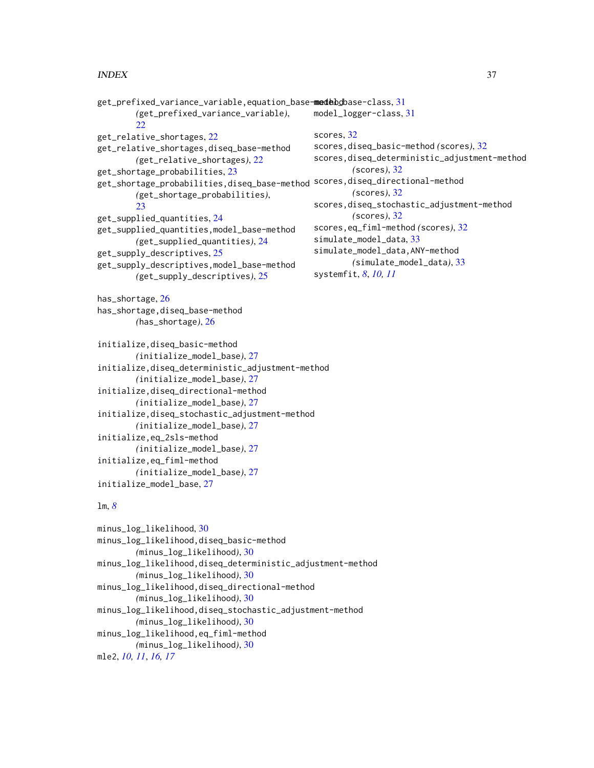get_prefixed_variance_variable,equation_base-method
(get_prefixed_variance_variable), 22

get_relative_shortages, 22

get_relative_shortages,diseq_base-method
(get_relative_shortages), 22

get_shortage_probabilities, 23

get_shortage_probabilities,diseq_base-method
(get_shortage_probabilities), 23

get_supplied_quantities, 24

get_supplied_quantities,model_base-method
(get_supplied_quantities), 24

get_supply_descriptives, 25

get_supply_descriptives,model_base-method
(get_supply_descriptives), 25

has_shortage, 26

has_shortage,diseq_base-method
(has_shortage), 26

initialize,diseq_basic-method
(initialize_model_base), 27

initialize,diseq_deterministic_adjustment-method
(initialize_model_base), 27

initialize,diseq_directional-method
(initialize_model_base), 27

initialize,diseq_stochastic_adjustment-method
(initialize_model_base), 27

initialize,eq_2sls-method
(initialize_model_base), 27

initialize,eq_fiml-method
(initialize_model_base), 27

initialize_model_base, 27

lm, *8*

minus_log_likelihood, 30

minus_log_likelihood,diseq_basic-method
(minus_log_likelihood), 30

minus_log_likelihood,diseq_deterministic_adjustment-method
(minus_log_likelihood), 30

minus_log_likelihood,diseq_directional-method
(minus_log_likelihood), 30

minus_log_likelihood,diseq_stochastic_adjustment-method
(minus_log_likelihood), 30

minus_log_likelihood,eq_fiml-method
(minus_log_likelihood), 30

mle2, *10, 11*, *16, 17*

model_base-class, 31

model_logger-class, 31

scores, 32

scores,diseq_basic-method (scores), 32

scores,diseq_deterministic_adjustment-method
(scores), 32

scores,diseq_directional-method
(scores), 32

scores,diseq_stochastic_adjustment-method
(scores), 32

scores,eq_fiml-method (scores), 32

simulate_model_data, 33

simulate_model_data,ANY-method
(simulate_model_data), 33

systemfit, *8*, *10, 11*